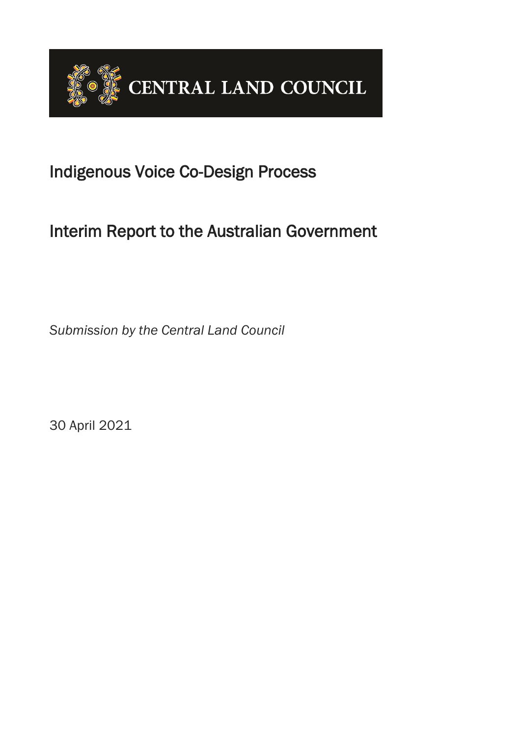CENTRAL LAND COUNCIL

# Indigenous Voice Co-Design Process

# Interim Report to the Australian Government

*Submission by the Central Land Council*

30 April 2021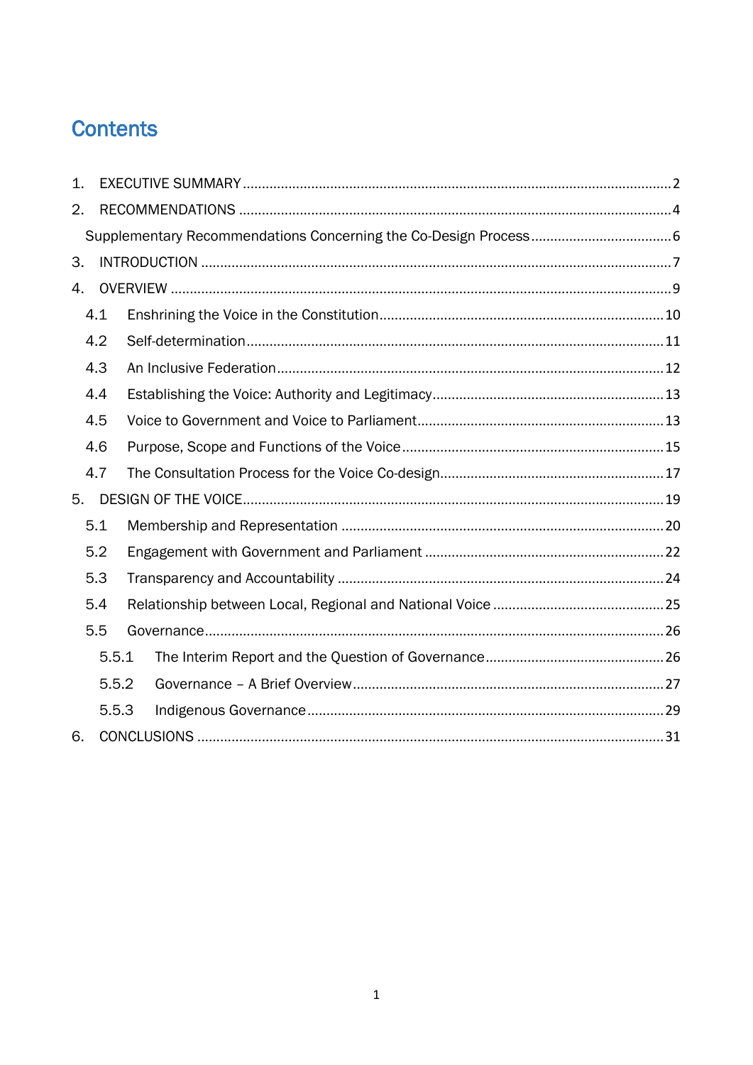# Contents

1. EXECUTIVE SUMMARY .......... 2
2. RECOMMENDATIONS .......... 4
   - Supplementary Recommendations Concerning the Co-Design Process .......... 6
3. INTRODUCTION .......... 7
4. OVERVIEW .......... 9
   - 4.1 Enshrining the Voice in the Constitution .......... 10
   - 4.2 Self-determination .......... 11
   - 4.3 An Inclusive Federation .......... 12
   - 4.4 Establishing the Voice: Authority and Legitimacy .......... 13
   - 4.5 Voice to Government and Voice to Parliament .......... 13
   - 4.6 Purpose, Scope and Functions of the Voice .......... 15
   - 4.7 The Consultation Process for the Voice Co-design .......... 17
5. DESIGN OF THE VOICE .......... 19
   - 5.1 Membership and Representation .......... 20
   - 5.2 Engagement with Government and Parliament .......... 22
   - 5.3 Transparency and Accountability .......... 24
   - 5.4 Relationship between Local, Regional and National Voice .......... 25
   - 5.5 Governance .......... 26
     - 5.5.1 The Interim Report and the Question of Governance .......... 26
     - 5.5.2 Governance – A Brief Overview .......... 27
     - 5.5.3 Indigenous Governance .......... 29
6. CONCLUSIONS .......... 31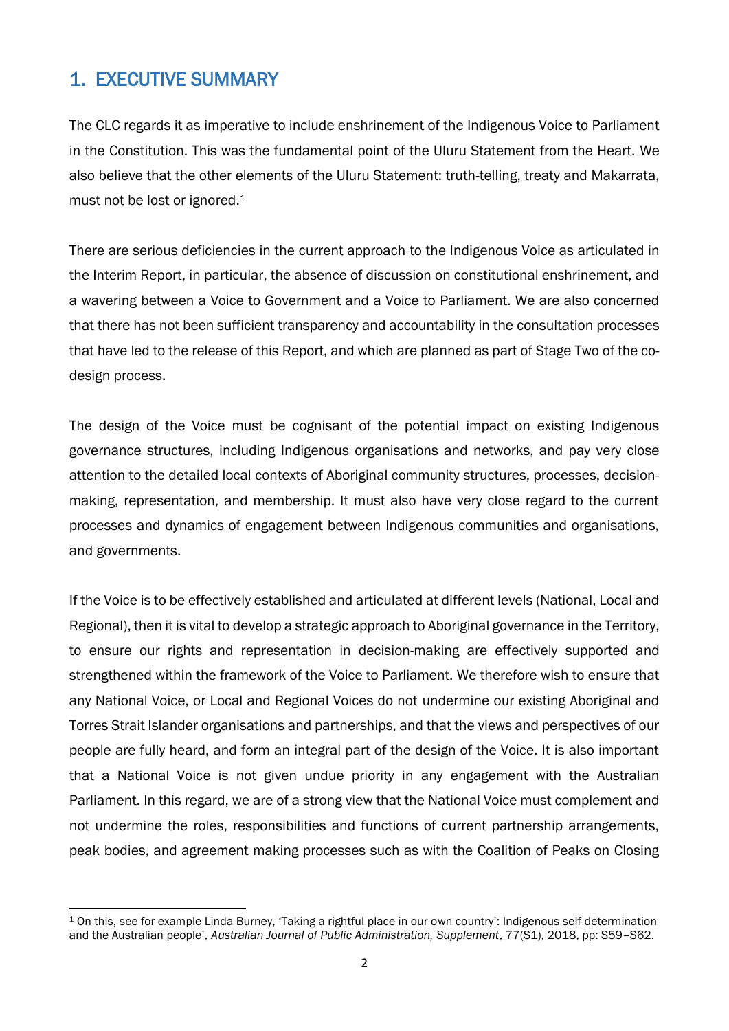## 1. EXECUTIVE SUMMARY

The CLC regards it as imperative to include enshrinement of the Indigenous Voice to Parliament in the Constitution. This was the fundamental point of the Uluru Statement from the Heart. We also believe that the other elements of the Uluru Statement: truth-telling, treaty and Makarrata, must not be lost or ignored.[1]

There are serious deficiencies in the current approach to the Indigenous Voice as articulated in the Interim Report, in particular, the absence of discussion on constitutional enshrinement, and a wavering between a Voice to Government and a Voice to Parliament. We are also concerned that there has not been sufficient transparency and accountability in the consultation processes that have led to the release of this Report, and which are planned as part of Stage Two of the co-design process.

The design of the Voice must be cognisant of the potential impact on existing Indigenous governance structures, including Indigenous organisations and networks, and pay very close attention to the detailed local contexts of Aboriginal community structures, processes, decision-making, representation, and membership. It must also have very close regard to the current processes and dynamics of engagement between Indigenous communities and organisations, and governments.

If the Voice is to be effectively established and articulated at different levels (National, Local and Regional), then it is vital to develop a strategic approach to Aboriginal governance in the Territory, to ensure our rights and representation in decision-making are effectively supported and strengthened within the framework of the Voice to Parliament. We therefore wish to ensure that any National Voice, or Local and Regional Voices do not undermine our existing Aboriginal and Torres Strait Islander organisations and partnerships, and that the views and perspectives of our people are fully heard, and form an integral part of the design of the Voice. It is also important that a National Voice is not given undue priority in any engagement with the Australian Parliament. In this regard, we are of a strong view that the National Voice must complement and not undermine the roles, responsibilities and functions of current partnership arrangements, peak bodies, and agreement making processes such as with the Coalition of Peaks on Closing

---

[1] On this, see for example Linda Burney, 'Taking a rightful place in our own country': Indigenous self-determination and the Australian people', *Australian Journal of Public Administration, Supplement*, 77(S1), 2018, pp: S59–S62.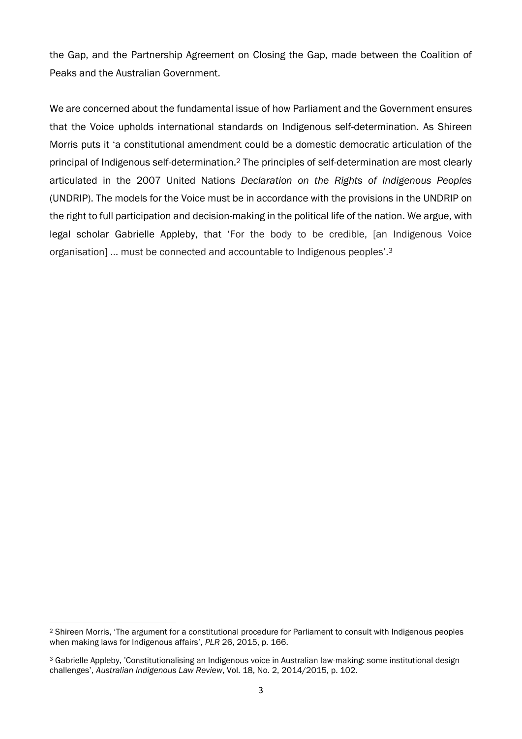the Gap, and the Partnership Agreement on Closing the Gap, made between the Coalition of Peaks and the Australian Government.

We are concerned about the fundamental issue of how Parliament and the Government ensures that the Voice upholds international standards on Indigenous self-determination. As Shireen Morris puts it 'a constitutional amendment could be a domestic democratic articulation of the principal of Indigenous self-determination.[2] The principles of self-determination are most clearly articulated in the 2007 United Nations *Declaration on the Rights of Indigenous Peoples* (UNDRIP). The models for the Voice must be in accordance with the provisions in the UNDRIP on the right to full participation and decision-making in the political life of the nation. We argue, with legal scholar Gabrielle Appleby, that 'For the body to be credible, [an Indigenous Voice organisation] … must be connected and accountable to Indigenous peoples'.[3]

---

[2] Shireen Morris, 'The argument for a constitutional procedure for Parliament to consult with Indigenous peoples when making laws for Indigenous affairs', *PLR* 26, 2015, p. 166.

[3] Gabrielle Appleby, 'Constitutionalising an Indigenous voice in Australian law-making: some institutional design challenges', *Australian Indigenous Law Review*, Vol. 18, No. 2, 2014/2015, p. 102.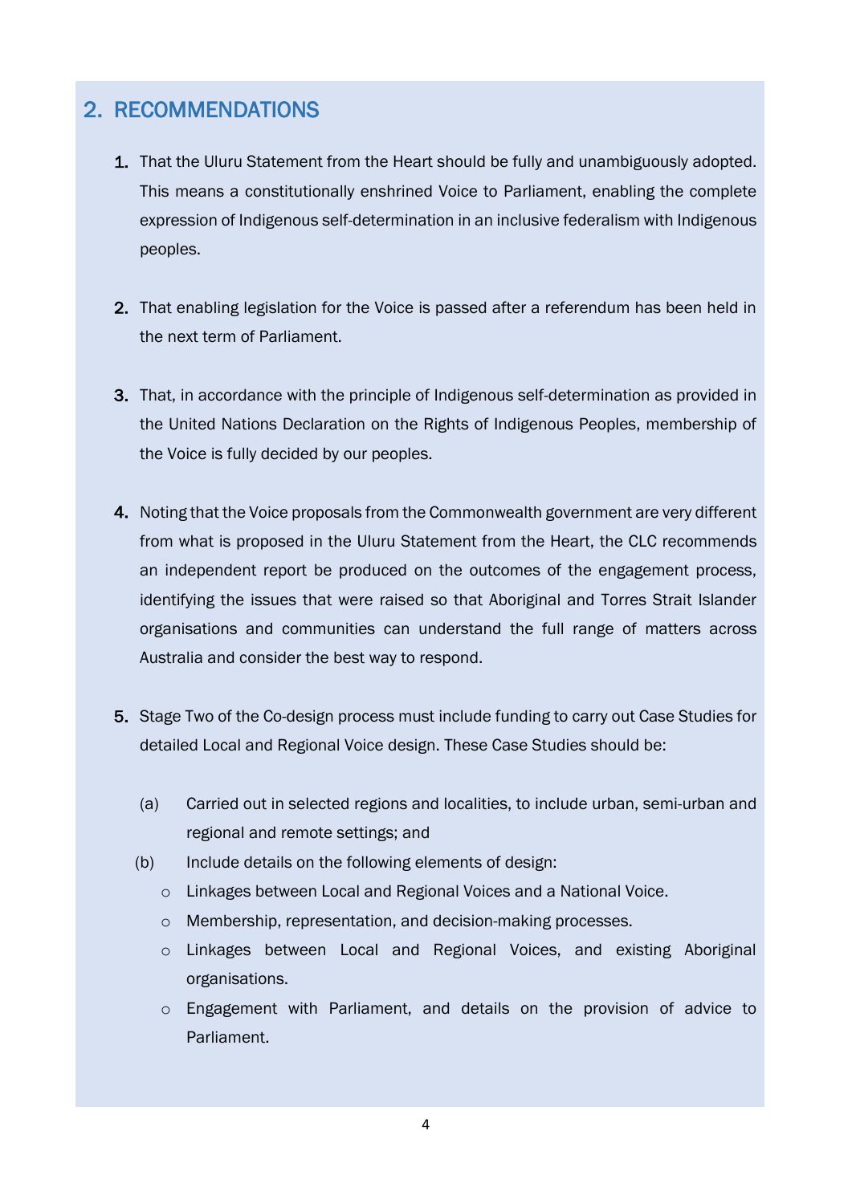## 2. RECOMMENDATIONS

1. That the Uluru Statement from the Heart should be fully and unambiguously adopted. This means a constitutionally enshrined Voice to Parliament, enabling the complete expression of Indigenous self-determination in an inclusive federalism with Indigenous peoples.

2. That enabling legislation for the Voice is passed after a referendum has been held in the next term of Parliament.

3. That, in accordance with the principle of Indigenous self-determination as provided in the United Nations Declaration on the Rights of Indigenous Peoples, membership of the Voice is fully decided by our peoples.

4. Noting that the Voice proposals from the Commonwealth government are very different from what is proposed in the Uluru Statement from the Heart, the CLC recommends an independent report be produced on the outcomes of the engagement process, identifying the issues that were raised so that Aboriginal and Torres Strait Islander organisations and communities can understand the full range of matters across Australia and consider the best way to respond.

5. Stage Two of the Co-design process must include funding to carry out Case Studies for detailed Local and Regional Voice design. These Case Studies should be:

   (a) Carried out in selected regions and localities, to include urban, semi-urban and regional and remote settings; and

   (b) Include details on the following elements of design:
      - Linkages between Local and Regional Voices and a National Voice.
      - Membership, representation, and decision-making processes.
      - Linkages between Local and Regional Voices, and existing Aboriginal organisations.
      - Engagement with Parliament, and details on the provision of advice to Parliament.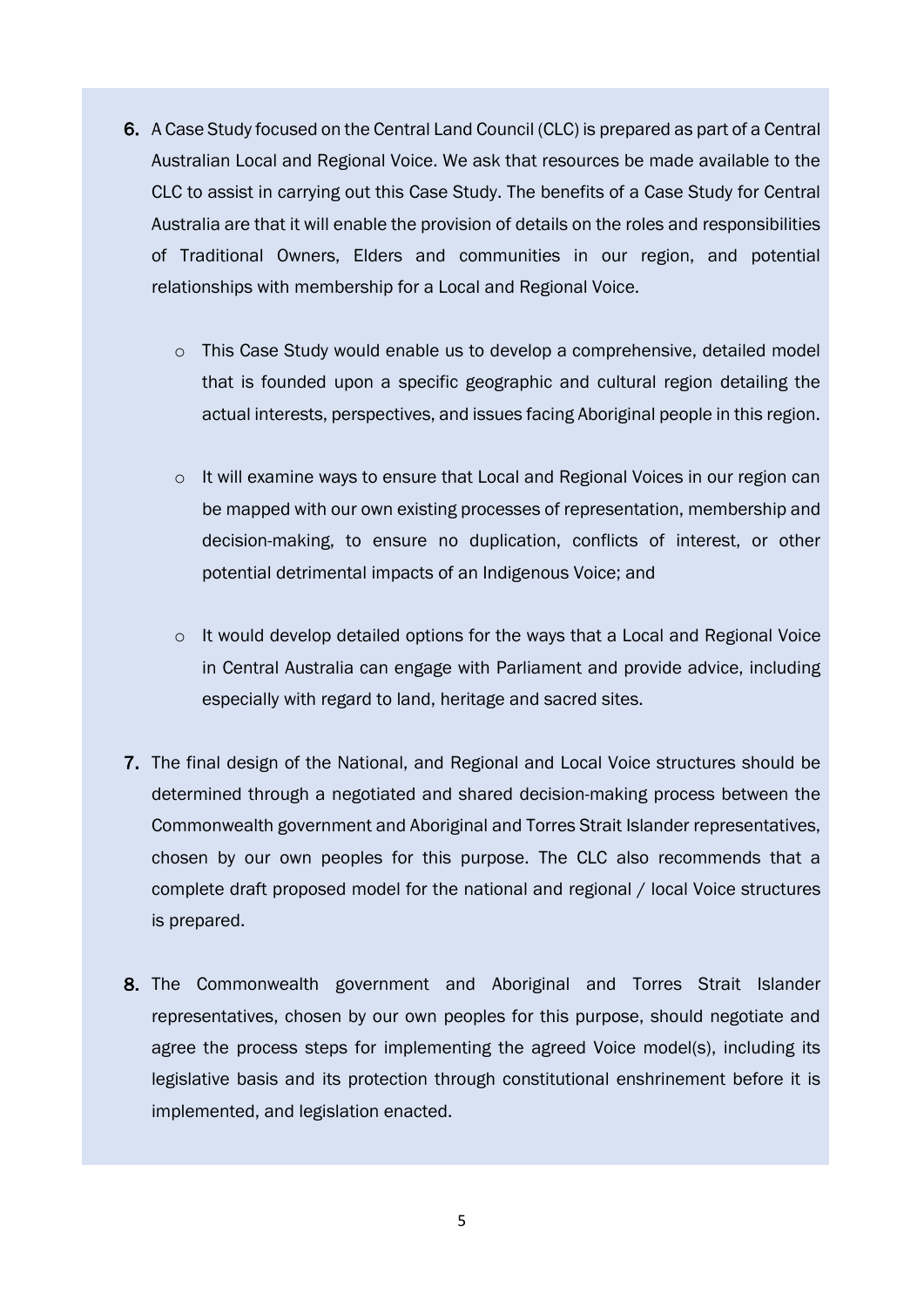6. A Case Study focused on the Central Land Council (CLC) is prepared as part of a Central Australian Local and Regional Voice. We ask that resources be made available to the CLC to assist in carrying out this Case Study. The benefits of a Case Study for Central Australia are that it will enable the provision of details on the roles and responsibilities of Traditional Owners, Elders and communities in our region, and potential relationships with membership for a Local and Regional Voice.

   - This Case Study would enable us to develop a comprehensive, detailed model that is founded upon a specific geographic and cultural region detailing the actual interests, perspectives, and issues facing Aboriginal people in this region.

   - It will examine ways to ensure that Local and Regional Voices in our region can be mapped with our own existing processes of representation, membership and decision-making, to ensure no duplication, conflicts of interest, or other potential detrimental impacts of an Indigenous Voice; and

   - It would develop detailed options for the ways that a Local and Regional Voice in Central Australia can engage with Parliament and provide advice, including especially with regard to land, heritage and sacred sites.

7. The final design of the National, and Regional and Local Voice structures should be determined through a negotiated and shared decision-making process between the Commonwealth government and Aboriginal and Torres Strait Islander representatives, chosen by our own peoples for this purpose. The CLC also recommends that a complete draft proposed model for the national and regional / local Voice structures is prepared.

8. The Commonwealth government and Aboriginal and Torres Strait Islander representatives, chosen by our own peoples for this purpose, should negotiate and agree the process steps for implementing the agreed Voice model(s), including its legislative basis and its protection through constitutional enshrinement before it is implemented, and legislation enacted.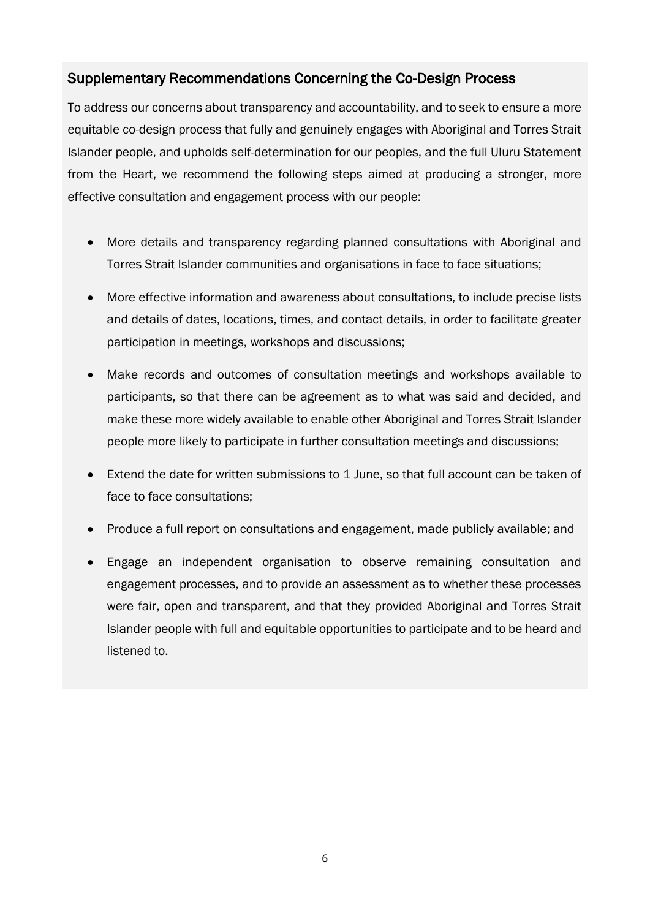## Supplementary Recommendations Concerning the Co-Design Process

To address our concerns about transparency and accountability, and to seek to ensure a more equitable co-design process that fully and genuinely engages with Aboriginal and Torres Strait Islander people, and upholds self-determination for our peoples, and the full Uluru Statement from the Heart, we recommend the following steps aimed at producing a stronger, more effective consultation and engagement process with our people:

- More details and transparency regarding planned consultations with Aboriginal and Torres Strait Islander communities and organisations in face to face situations;
- More effective information and awareness about consultations, to include precise lists and details of dates, locations, times, and contact details, in order to facilitate greater participation in meetings, workshops and discussions;
- Make records and outcomes of consultation meetings and workshops available to participants, so that there can be agreement as to what was said and decided, and make these more widely available to enable other Aboriginal and Torres Strait Islander people more likely to participate in further consultation meetings and discussions;
- Extend the date for written submissions to 1 June, so that full account can be taken of face to face consultations;
- Produce a full report on consultations and engagement, made publicly available; and
- Engage an independent organisation to observe remaining consultation and engagement processes, and to provide an assessment as to whether these processes were fair, open and transparent, and that they provided Aboriginal and Torres Strait Islander people with full and equitable opportunities to participate and to be heard and listened to.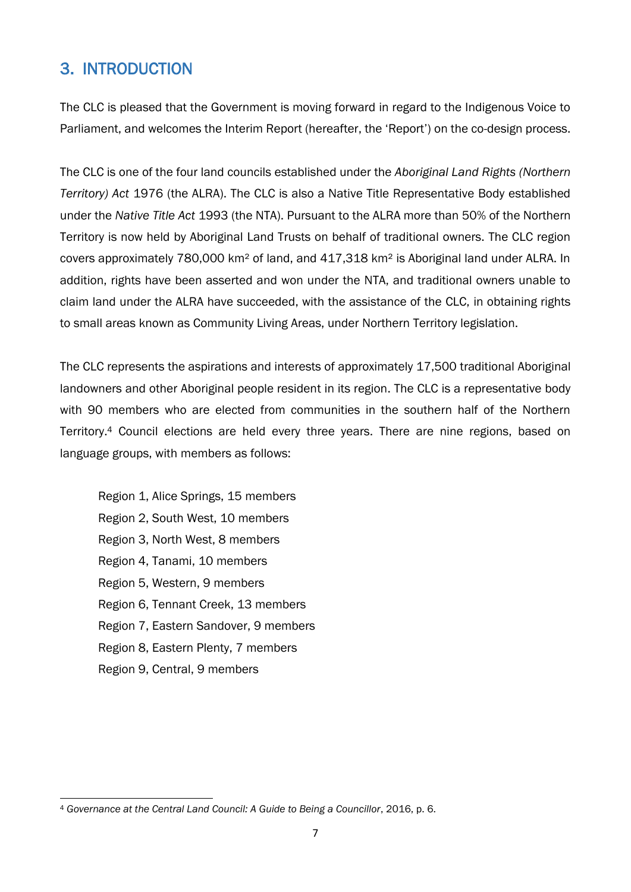## 3. INTRODUCTION

The CLC is pleased that the Government is moving forward in regard to the Indigenous Voice to Parliament, and welcomes the Interim Report (hereafter, the 'Report') on the co-design process.

The CLC is one of the four land councils established under the *Aboriginal Land Rights (Northern Territory) Act* 1976 (the ALRA). The CLC is also a Native Title Representative Body established under the *Native Title Act* 1993 (the NTA). Pursuant to the ALRA more than 50% of the Northern Territory is now held by Aboriginal Land Trusts on behalf of traditional owners. The CLC region covers approximately 780,000 km² of land, and 417,318 km² is Aboriginal land under ALRA. In addition, rights have been asserted and won under the NTA, and traditional owners unable to claim land under the ALRA have succeeded, with the assistance of the CLC, in obtaining rights to small areas known as Community Living Areas, under Northern Territory legislation.

The CLC represents the aspirations and interests of approximately 17,500 traditional Aboriginal landowners and other Aboriginal people resident in its region. The CLC is a representative body with 90 members who are elected from communities in the southern half of the Northern Territory.[4] Council elections are held every three years. There are nine regions, based on language groups, with members as follows:

Region 1, Alice Springs, 15 members
Region 2, South West, 10 members
Region 3, North West, 8 members
Region 4, Tanami, 10 members
Region 5, Western, 9 members
Region 6, Tennant Creek, 13 members
Region 7, Eastern Sandover, 9 members
Region 8, Eastern Plenty, 7 members
Region 9, Central, 9 members

---

[4] *Governance at the Central Land Council: A Guide to Being a Councillor*, 2016, p. 6.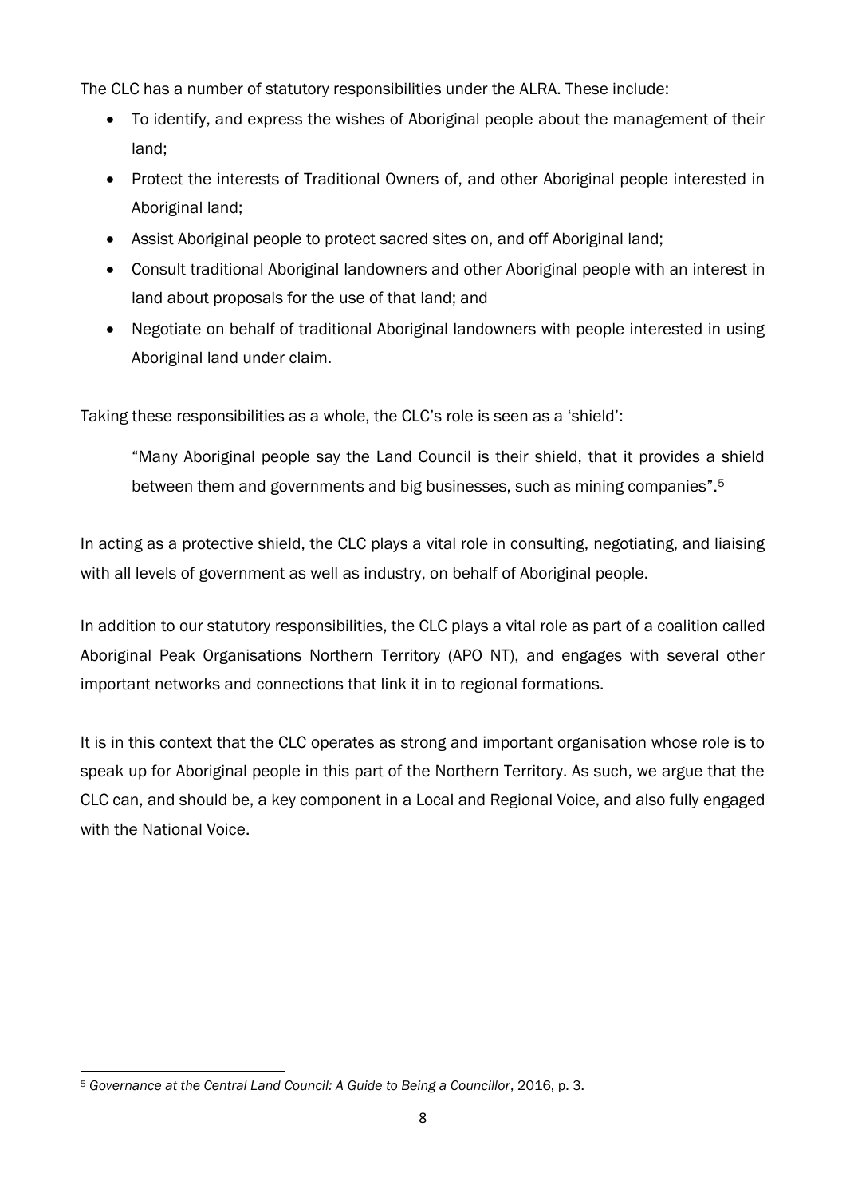The CLC has a number of statutory responsibilities under the ALRA. These include:

- To identify, and express the wishes of Aboriginal people about the management of their land;
- Protect the interests of Traditional Owners of, and other Aboriginal people interested in Aboriginal land;
- Assist Aboriginal people to protect sacred sites on, and off Aboriginal land;
- Consult traditional Aboriginal landowners and other Aboriginal people with an interest in land about proposals for the use of that land; and
- Negotiate on behalf of traditional Aboriginal landowners with people interested in using Aboriginal land under claim.

Taking these responsibilities as a whole, the CLC's role is seen as a 'shield':

> "Many Aboriginal people say the Land Council is their shield, that it provides a shield between them and governments and big businesses, such as mining companies".[5]

In acting as a protective shield, the CLC plays a vital role in consulting, negotiating, and liaising with all levels of government as well as industry, on behalf of Aboriginal people.

In addition to our statutory responsibilities, the CLC plays a vital role as part of a coalition called Aboriginal Peak Organisations Northern Territory (APO NT), and engages with several other important networks and connections that link it in to regional formations.

It is in this context that the CLC operates as strong and important organisation whose role is to speak up for Aboriginal people in this part of the Northern Territory. As such, we argue that the CLC can, and should be, a key component in a Local and Regional Voice, and also fully engaged with the National Voice.

---

[5] *Governance at the Central Land Council: A Guide to Being a Councillor*, 2016, p. 3.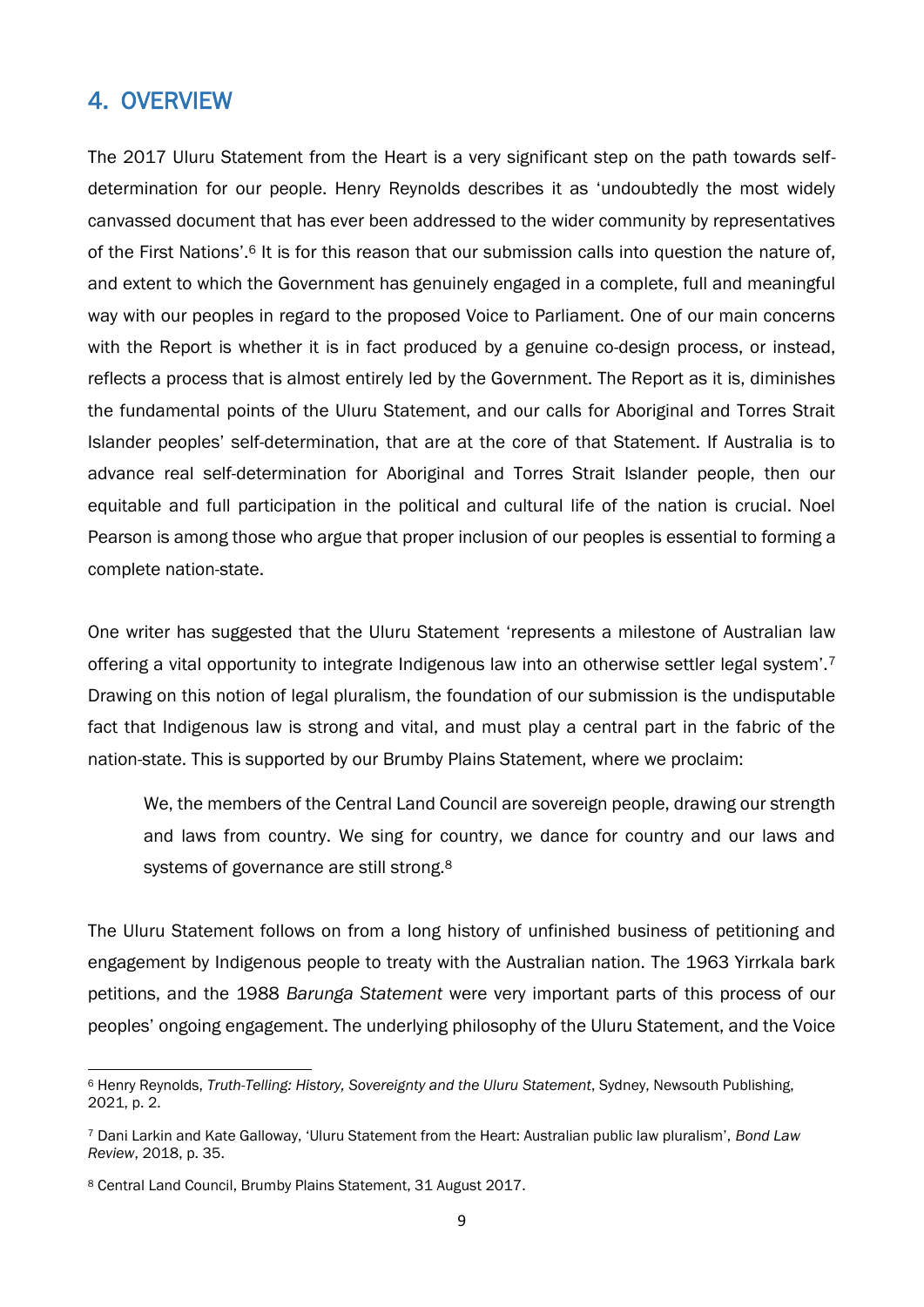## 4. OVERVIEW

The 2017 Uluru Statement from the Heart is a very significant step on the path towards self-determination for our people. Henry Reynolds describes it as 'undoubtedly the most widely canvassed document that has ever been addressed to the wider community by representatives of the First Nations'.[6] It is for this reason that our submission calls into question the nature of, and extent to which the Government has genuinely engaged in a complete, full and meaningful way with our peoples in regard to the proposed Voice to Parliament. One of our main concerns with the Report is whether it is in fact produced by a genuine co-design process, or instead, reflects a process that is almost entirely led by the Government. The Report as it is, diminishes the fundamental points of the Uluru Statement, and our calls for Aboriginal and Torres Strait Islander peoples' self-determination, that are at the core of that Statement. If Australia is to advance real self-determination for Aboriginal and Torres Strait Islander people, then our equitable and full participation in the political and cultural life of the nation is crucial. Noel Pearson is among those who argue that proper inclusion of our peoples is essential to forming a complete nation-state.

One writer has suggested that the Uluru Statement 'represents a milestone of Australian law offering a vital opportunity to integrate Indigenous law into an otherwise settler legal system'.[7] Drawing on this notion of legal pluralism, the foundation of our submission is the undisputable fact that Indigenous law is strong and vital, and must play a central part in the fabric of the nation-state. This is supported by our Brumby Plains Statement, where we proclaim:

> We, the members of the Central Land Council are sovereign people, drawing our strength and laws from country. We sing for country, we dance for country and our laws and systems of governance are still strong.[8]

The Uluru Statement follows on from a long history of unfinished business of petitioning and engagement by Indigenous people to treaty with the Australian nation. The 1963 Yirrkala bark petitions, and the 1988 *Barunga Statement* were very important parts of this process of our peoples' ongoing engagement. The underlying philosophy of the Uluru Statement, and the Voice

---

[6] Henry Reynolds, *Truth-Telling: History, Sovereignty and the Uluru Statement*, Sydney, Newsouth Publishing, 2021, p. 2.

[7] Dani Larkin and Kate Galloway, 'Uluru Statement from the Heart: Australian public law pluralism', *Bond Law Review*, 2018, p. 35.

[8] Central Land Council, Brumby Plains Statement, 31 August 2017.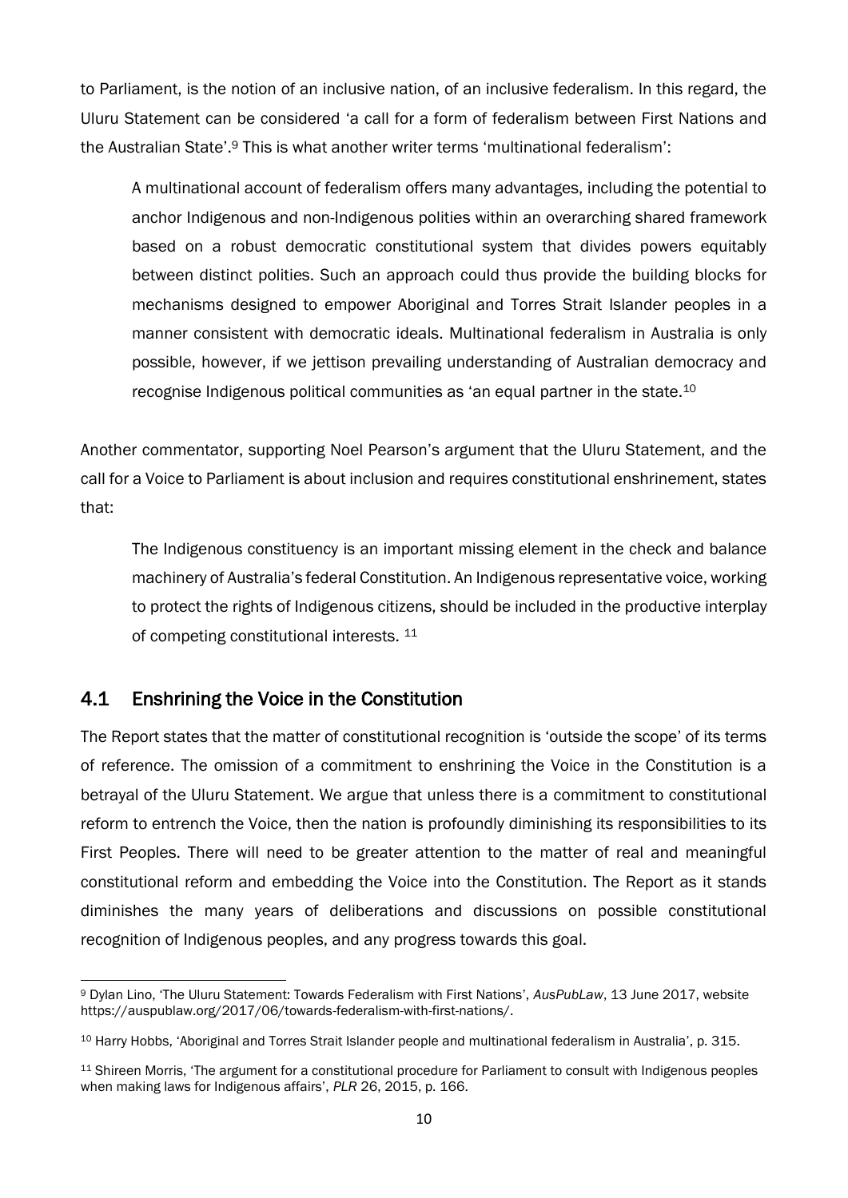to Parliament, is the notion of an inclusive nation, of an inclusive federalism. In this regard, the Uluru Statement can be considered 'a call for a form of federalism between First Nations and the Australian State'.[9] This is what another writer terms 'multinational federalism':

> A multinational account of federalism offers many advantages, including the potential to anchor Indigenous and non-Indigenous polities within an overarching shared framework based on a robust democratic constitutional system that divides powers equitably between distinct polities. Such an approach could thus provide the building blocks for mechanisms designed to empower Aboriginal and Torres Strait Islander peoples in a manner consistent with democratic ideals. Multinational federalism in Australia is only possible, however, if we jettison prevailing understanding of Australian democracy and recognise Indigenous political communities as 'an equal partner in the state.[10]

Another commentator, supporting Noel Pearson's argument that the Uluru Statement, and the call for a Voice to Parliament is about inclusion and requires constitutional enshrinement, states that:

> The Indigenous constituency is an important missing element in the check and balance machinery of Australia's federal Constitution. An Indigenous representative voice, working to protect the rights of Indigenous citizens, should be included in the productive interplay of competing constitutional interests. [11]

## 4.1 Enshrining the Voice in the Constitution

The Report states that the matter of constitutional recognition is 'outside the scope' of its terms of reference. The omission of a commitment to enshrining the Voice in the Constitution is a betrayal of the Uluru Statement. We argue that unless there is a commitment to constitutional reform to entrench the Voice, then the nation is profoundly diminishing its responsibilities to its First Peoples. There will need to be greater attention to the matter of real and meaningful constitutional reform and embedding the Voice into the Constitution. The Report as it stands diminishes the many years of deliberations and discussions on possible constitutional recognition of Indigenous peoples, and any progress towards this goal.

---

[9] Dylan Lino, 'The Uluru Statement: Towards Federalism with First Nations', *AusPubLaw*, 13 June 2017, website https://auspublaw.org/2017/06/towards-federalism-with-first-nations/.

[10] Harry Hobbs, 'Aboriginal and Torres Strait Islander people and multinational federalism in Australia', p. 315.

[11] Shireen Morris, 'The argument for a constitutional procedure for Parliament to consult with Indigenous peoples when making laws for Indigenous affairs', *PLR* 26, 2015, p. 166.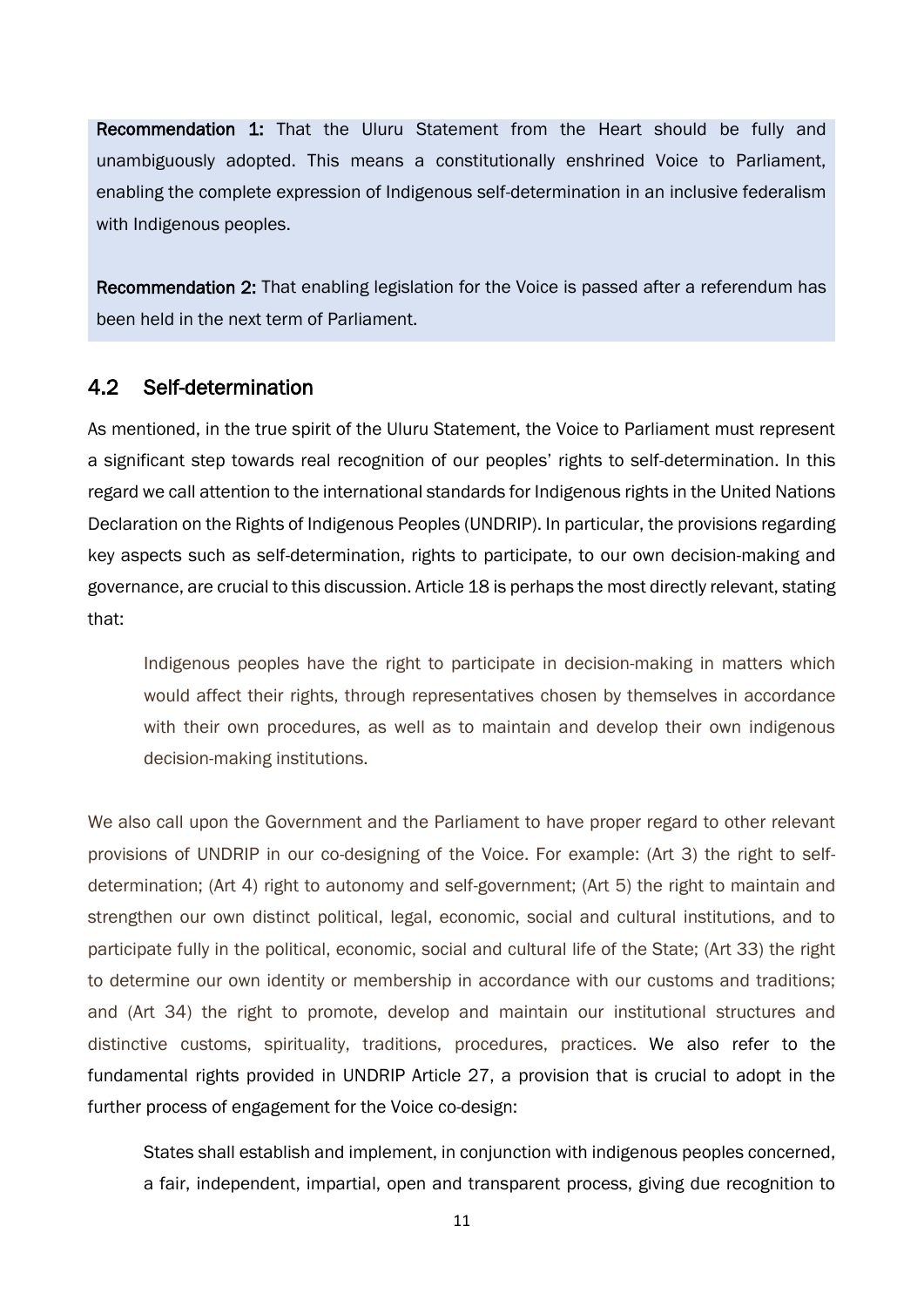**Recommendation 1:** That the Uluru Statement from the Heart should be fully and unambiguously adopted. This means a constitutionally enshrined Voice to Parliament, enabling the complete expression of Indigenous self-determination in an inclusive federalism with Indigenous peoples.

**Recommendation 2:** That enabling legislation for the Voice is passed after a referendum has been held in the next term of Parliament.

## 4.2 Self-determination

As mentioned, in the true spirit of the Uluru Statement, the Voice to Parliament must represent a significant step towards real recognition of our peoples' rights to self-determination. In this regard we call attention to the international standards for Indigenous rights in the United Nations Declaration on the Rights of Indigenous Peoples (UNDRIP). In particular, the provisions regarding key aspects such as self-determination, rights to participate, to our own decision-making and governance, are crucial to this discussion. Article 18 is perhaps the most directly relevant, stating that:

> Indigenous peoples have the right to participate in decision-making in matters which would affect their rights, through representatives chosen by themselves in accordance with their own procedures, as well as to maintain and develop their own indigenous decision-making institutions.

We also call upon the Government and the Parliament to have proper regard to other relevant provisions of UNDRIP in our co-designing of the Voice. For example: (Art 3) the right to self-determination; (Art 4) right to autonomy and self-government; (Art 5) the right to maintain and strengthen our own distinct political, legal, economic, social and cultural institutions, and to participate fully in the political, economic, social and cultural life of the State; (Art 33) the right to determine our own identity or membership in accordance with our customs and traditions; and (Art 34) the right to promote, develop and maintain our institutional structures and distinctive customs, spirituality, traditions, procedures, practices. We also refer to the fundamental rights provided in UNDRIP Article 27, a provision that is crucial to adopt in the further process of engagement for the Voice co-design:

> States shall establish and implement, in conjunction with indigenous peoples concerned, a fair, independent, impartial, open and transparent process, giving due recognition to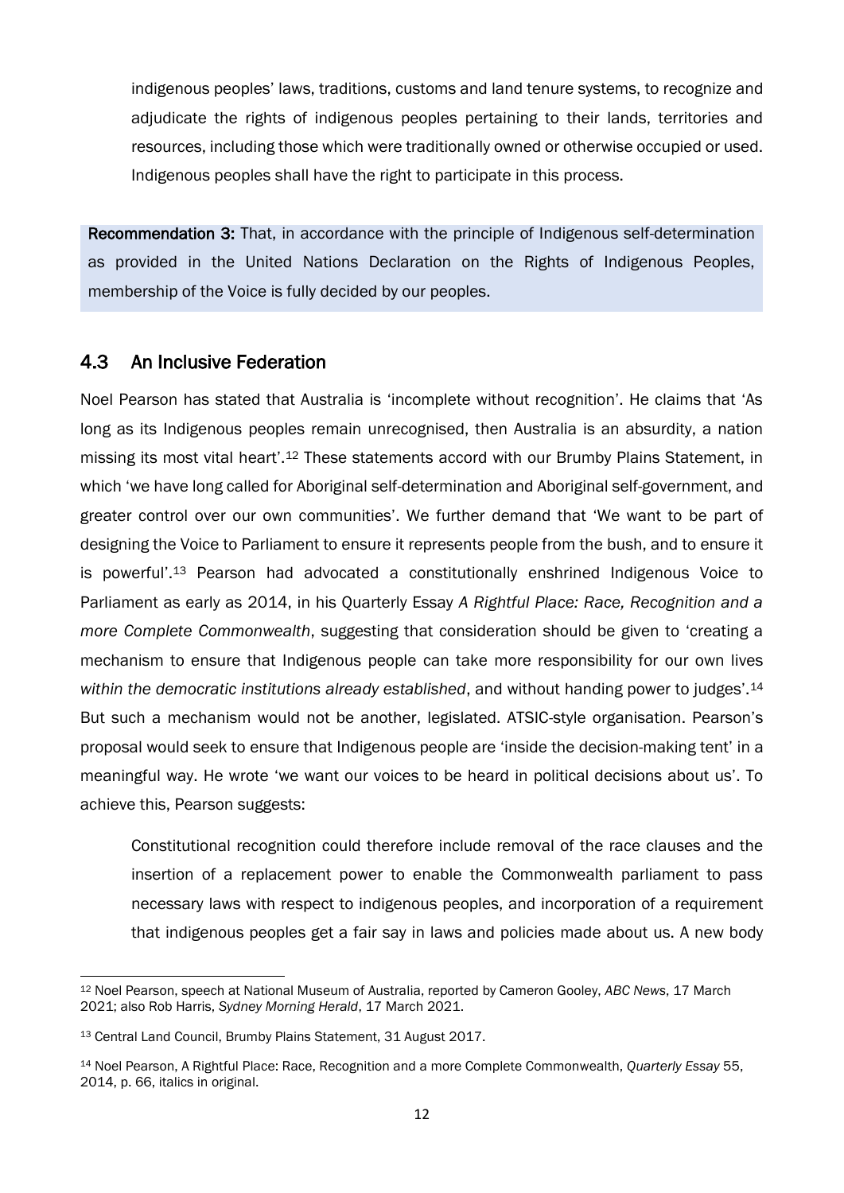indigenous peoples' laws, traditions, customs and land tenure systems, to recognize and adjudicate the rights of indigenous peoples pertaining to their lands, territories and resources, including those which were traditionally owned or otherwise occupied or used. Indigenous peoples shall have the right to participate in this process.

**Recommendation 3:** That, in accordance with the principle of Indigenous self-determination as provided in the United Nations Declaration on the Rights of Indigenous Peoples, membership of the Voice is fully decided by our peoples.

## 4.3 An Inclusive Federation

Noel Pearson has stated that Australia is 'incomplete without recognition'. He claims that 'As long as its Indigenous peoples remain unrecognised, then Australia is an absurdity, a nation missing its most vital heart'.[12] These statements accord with our Brumby Plains Statement, in which 'we have long called for Aboriginal self-determination and Aboriginal self-government, and greater control over our own communities'. We further demand that 'We want to be part of designing the Voice to Parliament to ensure it represents people from the bush, and to ensure it is powerful'.[13] Pearson had advocated a constitutionally enshrined Indigenous Voice to Parliament as early as 2014, in his Quarterly Essay *A Rightful Place: Race, Recognition and a more Complete Commonwealth*, suggesting that consideration should be given to 'creating a mechanism to ensure that Indigenous people can take more responsibility for our own lives *within the democratic institutions already established*, and without handing power to judges'.[14] But such a mechanism would not be another, legislated. ATSIC-style organisation. Pearson's proposal would seek to ensure that Indigenous people are 'inside the decision-making tent' in a meaningful way. He wrote 'we want our voices to be heard in political decisions about us'. To achieve this, Pearson suggests:

> Constitutional recognition could therefore include removal of the race clauses and the insertion of a replacement power to enable the Commonwealth parliament to pass necessary laws with respect to indigenous peoples, and incorporation of a requirement that indigenous peoples get a fair say in laws and policies made about us. A new body

---

[12] Noel Pearson, speech at National Museum of Australia, reported by Cameron Gooley, *ABC News*, 17 March 2021; also Rob Harris, *Sydney Morning Herald*, 17 March 2021.

[13] Central Land Council, Brumby Plains Statement, 31 August 2017.

[14] Noel Pearson, A Rightful Place: Race, Recognition and a more Complete Commonwealth, *Quarterly Essay* 55, 2014, p. 66, italics in original.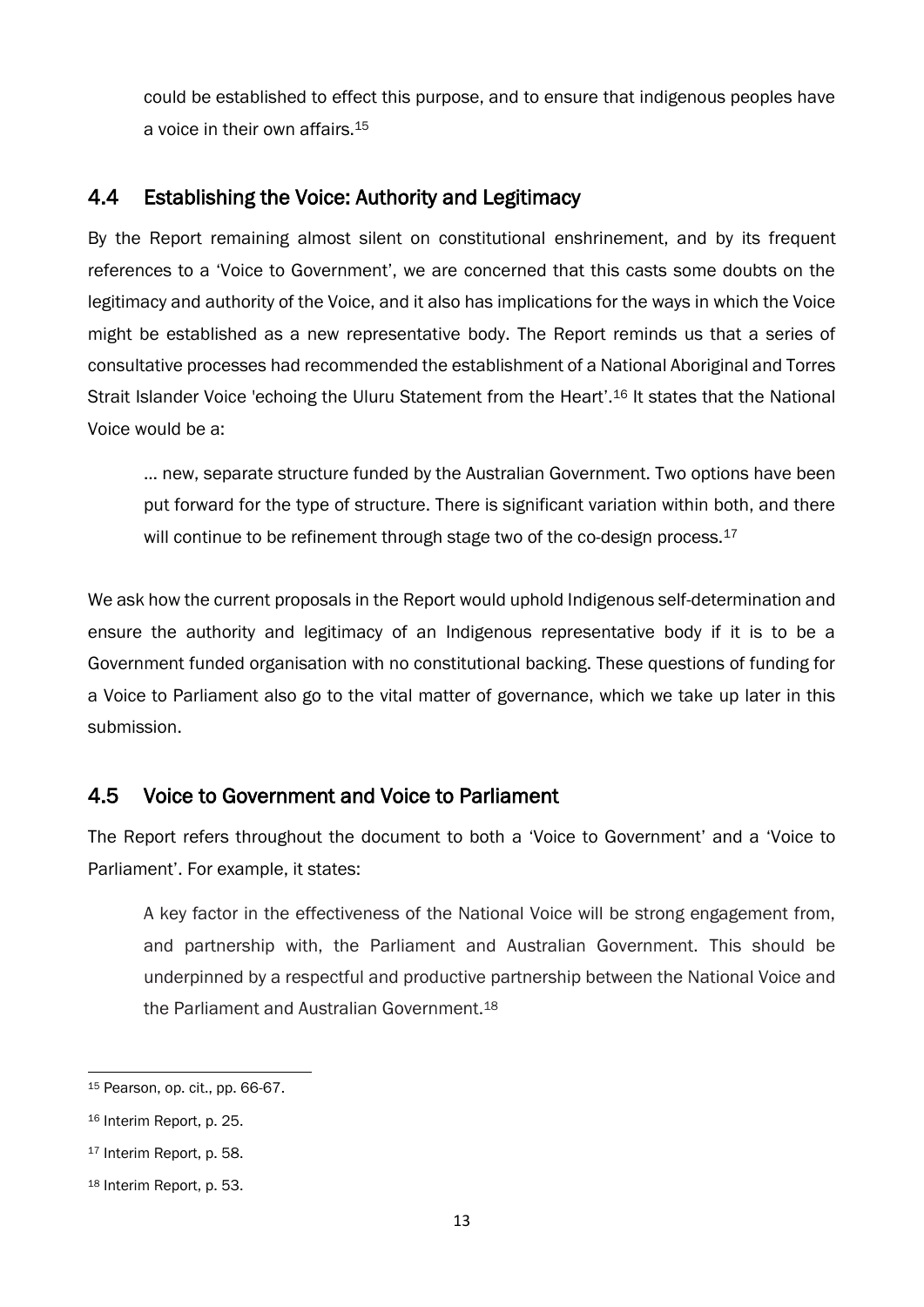could be established to effect this purpose, and to ensure that indigenous peoples have a voice in their own affairs.[15]

## 4.4 Establishing the Voice: Authority and Legitimacy

By the Report remaining almost silent on constitutional enshrinement, and by its frequent references to a 'Voice to Government', we are concerned that this casts some doubts on the legitimacy and authority of the Voice, and it also has implications for the ways in which the Voice might be established as a new representative body. The Report reminds us that a series of consultative processes had recommended the establishment of a National Aboriginal and Torres Strait Islander Voice 'echoing the Uluru Statement from the Heart'.[16] It states that the National Voice would be a:

> … new, separate structure funded by the Australian Government. Two options have been put forward for the type of structure. There is significant variation within both, and there will continue to be refinement through stage two of the co-design process.[17]

We ask how the current proposals in the Report would uphold Indigenous self-determination and ensure the authority and legitimacy of an Indigenous representative body if it is to be a Government funded organisation with no constitutional backing. These questions of funding for a Voice to Parliament also go to the vital matter of governance, which we take up later in this submission.

## 4.5 Voice to Government and Voice to Parliament

The Report refers throughout the document to both a 'Voice to Government' and a 'Voice to Parliament'. For example, it states:

> A key factor in the effectiveness of the National Voice will be strong engagement from, and partnership with, the Parliament and Australian Government. This should be underpinned by a respectful and productive partnership between the National Voice and the Parliament and Australian Government.[18]

---

[15] Pearson, op. cit., pp. 66-67.

[16] Interim Report, p. 25.

[17] Interim Report, p. 58.

[18] Interim Report, p. 53.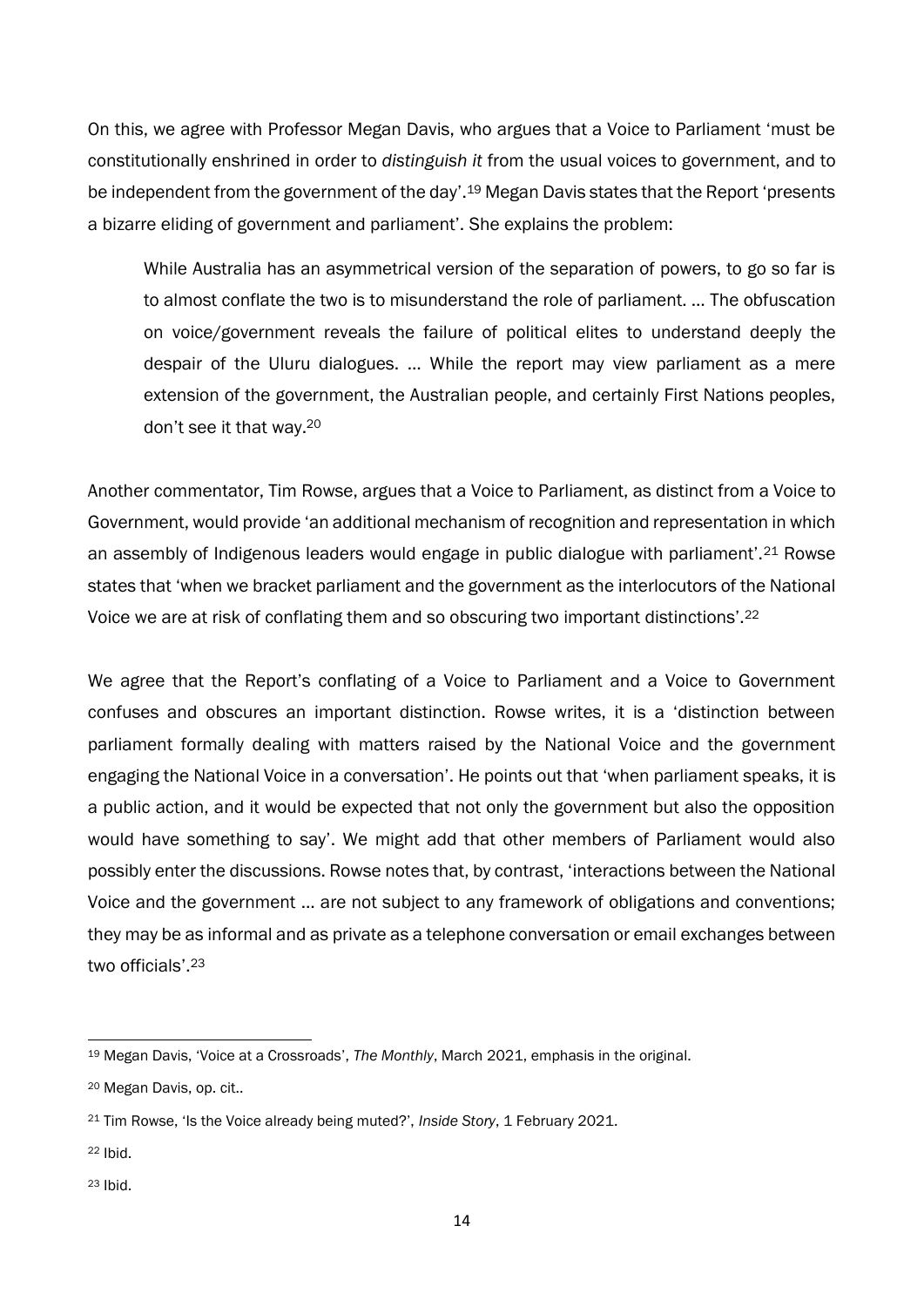On this, we agree with Professor Megan Davis, who argues that a Voice to Parliament 'must be constitutionally enshrined in order to *distinguish it* from the usual voices to government, and to be independent from the government of the day'.[19] Megan Davis states that the Report 'presents a bizarre eliding of government and parliament'. She explains the problem:

> While Australia has an asymmetrical version of the separation of powers, to go so far is to almost conflate the two is to misunderstand the role of parliament. … The obfuscation on voice/government reveals the failure of political elites to understand deeply the despair of the Uluru dialogues. … While the report may view parliament as a mere extension of the government, the Australian people, and certainly First Nations peoples, don't see it that way.[20]

Another commentator, Tim Rowse, argues that a Voice to Parliament, as distinct from a Voice to Government, would provide 'an additional mechanism of recognition and representation in which an assembly of Indigenous leaders would engage in public dialogue with parliament'.[21] Rowse states that 'when we bracket parliament and the government as the interlocutors of the National Voice we are at risk of conflating them and so obscuring two important distinctions'.[22]

We agree that the Report's conflating of a Voice to Parliament and a Voice to Government confuses and obscures an important distinction. Rowse writes, it is a 'distinction between parliament formally dealing with matters raised by the National Voice and the government engaging the National Voice in a conversation'. He points out that 'when parliament speaks, it is a public action, and it would be expected that not only the government but also the opposition would have something to say'. We might add that other members of Parliament would also possibly enter the discussions. Rowse notes that, by contrast, 'interactions between the National Voice and the government … are not subject to any framework of obligations and conventions; they may be as informal and as private as a telephone conversation or email exchanges between two officials'.[23]

---

[19] Megan Davis, 'Voice at a Crossroads', *The Monthly*, March 2021, emphasis in the original.

[20] Megan Davis, op. cit..

[21] Tim Rowse, 'Is the Voice already being muted?', *Inside Story*, 1 February 2021.

[22] Ibid.

[23] Ibid.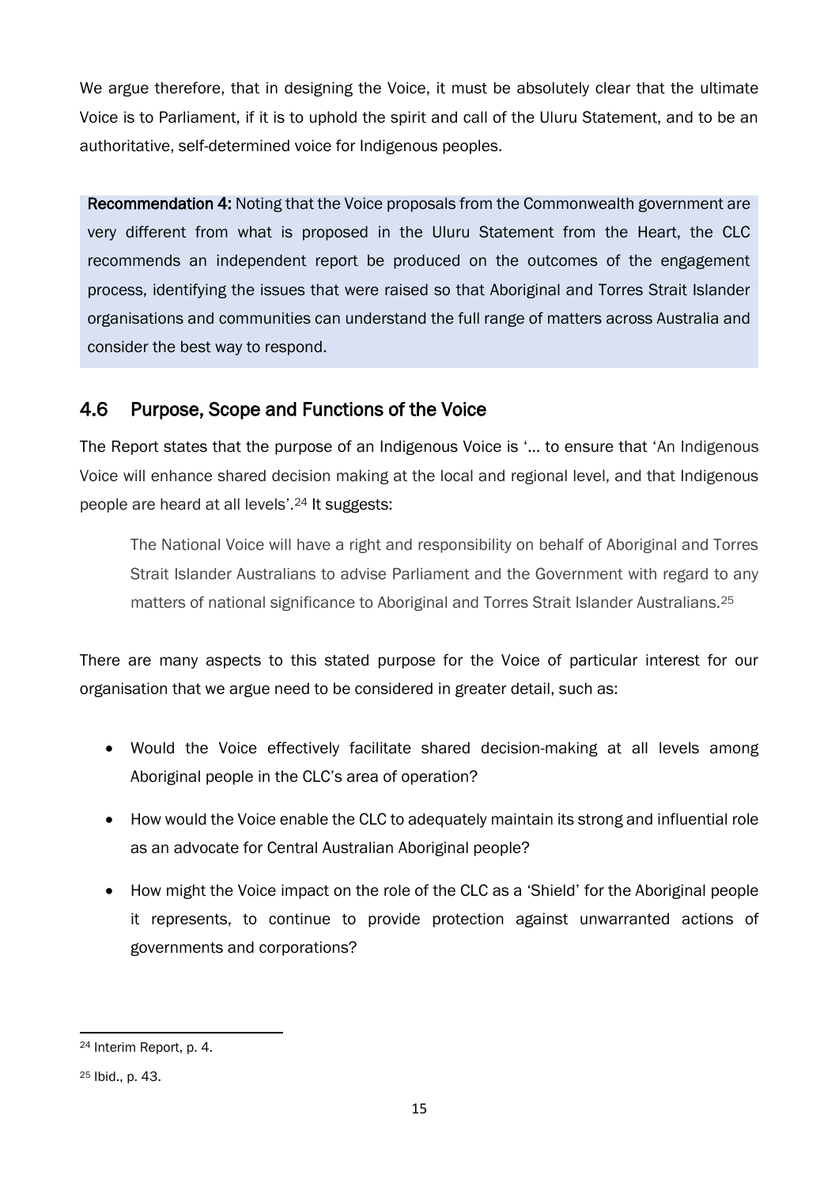We argue therefore, that in designing the Voice, it must be absolutely clear that the ultimate Voice is to Parliament, if it is to uphold the spirit and call of the Uluru Statement, and to be an authoritative, self-determined voice for Indigenous peoples.

> **Recommendation 4:** Noting that the Voice proposals from the Commonwealth government are very different from what is proposed in the Uluru Statement from the Heart, the CLC recommends an independent report be produced on the outcomes of the engagement process, identifying the issues that were raised so that Aboriginal and Torres Strait Islander organisations and communities can understand the full range of matters across Australia and consider the best way to respond.

## 4.6 Purpose, Scope and Functions of the Voice

The Report states that the purpose of an Indigenous Voice is '... to ensure that 'An Indigenous Voice will enhance shared decision making at the local and regional level, and that Indigenous people are heard at all levels'.[24] It suggests:

> The National Voice will have a right and responsibility on behalf of Aboriginal and Torres Strait Islander Australians to advise Parliament and the Government with regard to any matters of national significance to Aboriginal and Torres Strait Islander Australians.[25]

There are many aspects to this stated purpose for the Voice of particular interest for our organisation that we argue need to be considered in greater detail, such as:

- Would the Voice effectively facilitate shared decision-making at all levels among Aboriginal people in the CLC's area of operation?
- How would the Voice enable the CLC to adequately maintain its strong and influential role as an advocate for Central Australian Aboriginal people?
- How might the Voice impact on the role of the CLC as a 'Shield' for the Aboriginal people it represents, to continue to provide protection against unwarranted actions of governments and corporations?

---

[24] Interim Report, p. 4.

[25] Ibid., p. 43.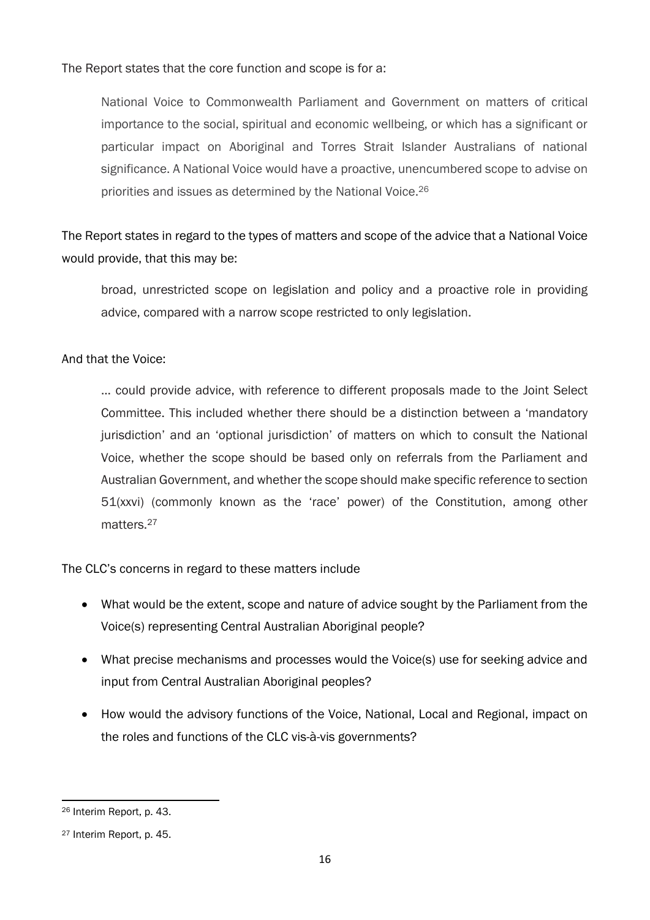The Report states that the core function and scope is for a:

> National Voice to Commonwealth Parliament and Government on matters of critical importance to the social, spiritual and economic wellbeing, or which has a significant or particular impact on Aboriginal and Torres Strait Islander Australians of national significance. A National Voice would have a proactive, unencumbered scope to advise on priorities and issues as determined by the National Voice.[26]

The Report states in regard to the types of matters and scope of the advice that a National Voice would provide, that this may be:

> broad, unrestricted scope on legislation and policy and a proactive role in providing advice, compared with a narrow scope restricted to only legislation.

And that the Voice:

> … could provide advice, with reference to different proposals made to the Joint Select Committee. This included whether there should be a distinction between a 'mandatory jurisdiction' and an 'optional jurisdiction' of matters on which to consult the National Voice, whether the scope should be based only on referrals from the Parliament and Australian Government, and whether the scope should make specific reference to section 51(xxvi) (commonly known as the 'race' power) of the Constitution, among other matters.[27]

The CLC's concerns in regard to these matters include

- What would be the extent, scope and nature of advice sought by the Parliament from the Voice(s) representing Central Australian Aboriginal people?
- What precise mechanisms and processes would the Voice(s) use for seeking advice and input from Central Australian Aboriginal peoples?
- How would the advisory functions of the Voice, National, Local and Regional, impact on the roles and functions of the CLC vis-à-vis governments?

---

[26] Interim Report, p. 43.

[27] Interim Report, p. 45.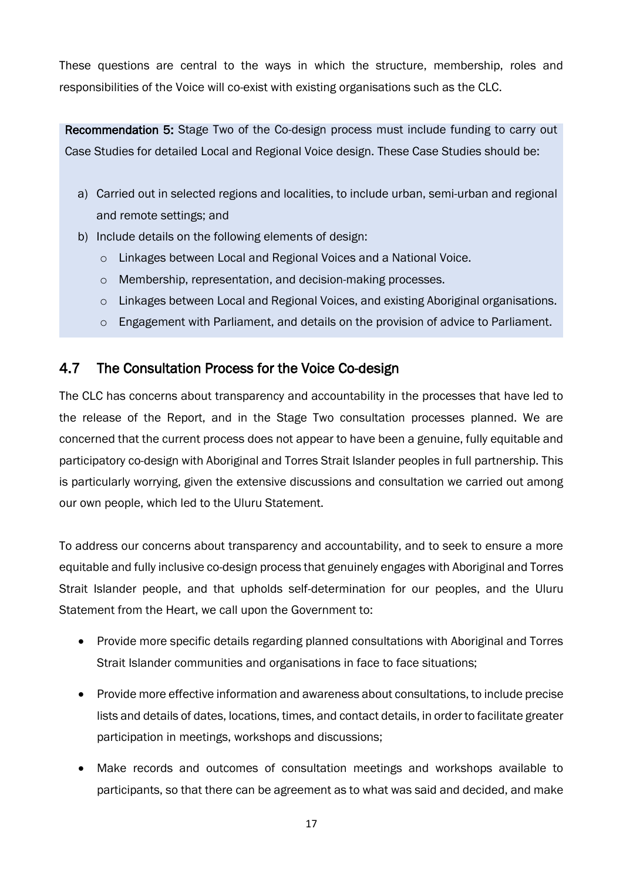These questions are central to the ways in which the structure, membership, roles and responsibilities of the Voice will co-exist with existing organisations such as the CLC.

**Recommendation 5:** Stage Two of the Co-design process must include funding to carry out Case Studies for detailed Local and Regional Voice design. These Case Studies should be:

a) Carried out in selected regions and localities, to include urban, semi-urban and regional and remote settings; and
b) Include details on the following elements of design:
   - Linkages between Local and Regional Voices and a National Voice.
   - Membership, representation, and decision-making processes.
   - Linkages between Local and Regional Voices, and existing Aboriginal organisations.
   - Engagement with Parliament, and details on the provision of advice to Parliament.

## 4.7 The Consultation Process for the Voice Co-design

The CLC has concerns about transparency and accountability in the processes that have led to the release of the Report, and in the Stage Two consultation processes planned. We are concerned that the current process does not appear to have been a genuine, fully equitable and participatory co-design with Aboriginal and Torres Strait Islander peoples in full partnership. This is particularly worrying, given the extensive discussions and consultation we carried out among our own people, which led to the Uluru Statement.

To address our concerns about transparency and accountability, and to seek to ensure a more equitable and fully inclusive co-design process that genuinely engages with Aboriginal and Torres Strait Islander people, and that upholds self-determination for our peoples, and the Uluru Statement from the Heart, we call upon the Government to:

- Provide more specific details regarding planned consultations with Aboriginal and Torres Strait Islander communities and organisations in face to face situations;
- Provide more effective information and awareness about consultations, to include precise lists and details of dates, locations, times, and contact details, in order to facilitate greater participation in meetings, workshops and discussions;
- Make records and outcomes of consultation meetings and workshops available to participants, so that there can be agreement as to what was said and decided, and make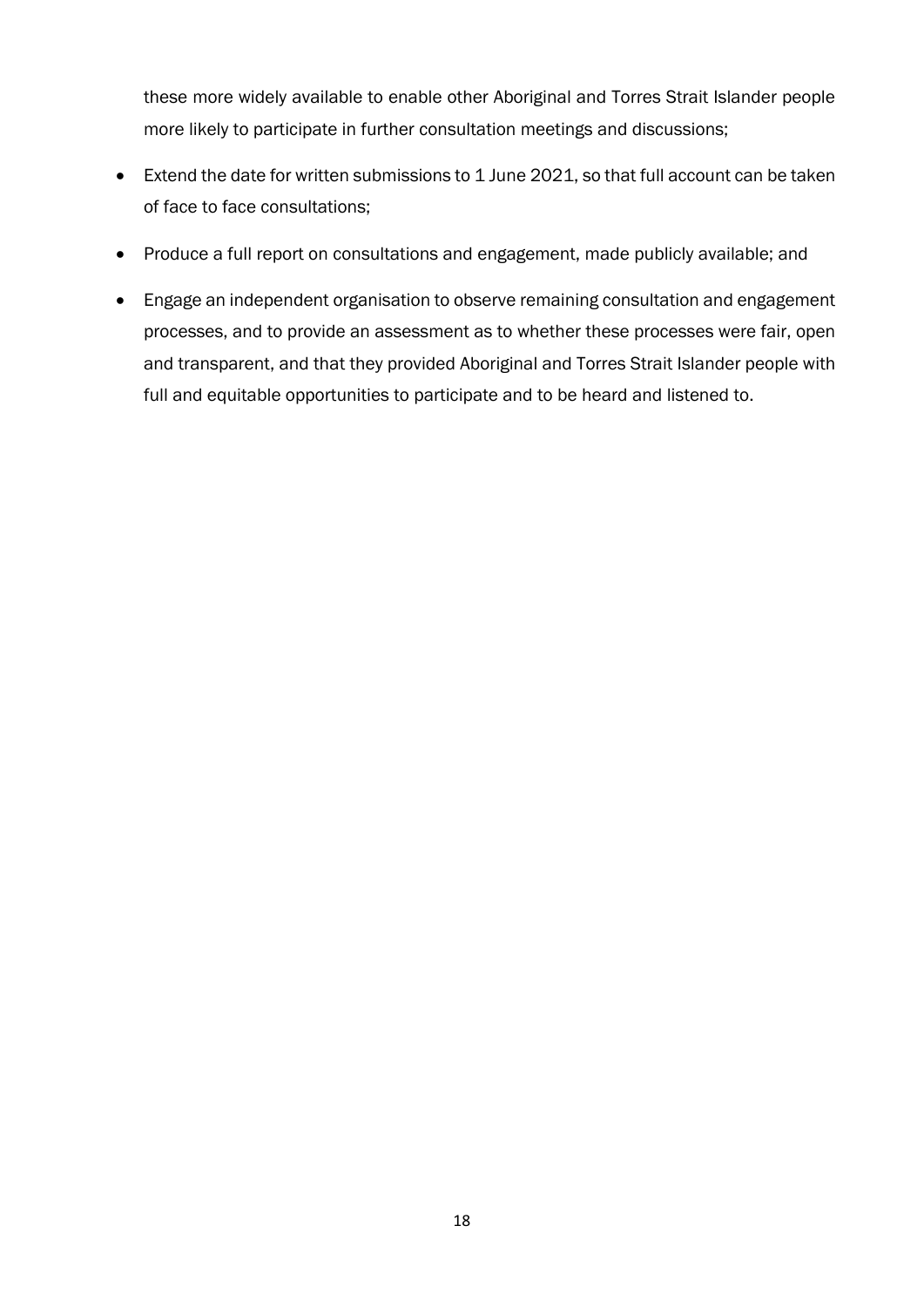these more widely available to enable other Aboriginal and Torres Strait Islander people more likely to participate in further consultation meetings and discussions;

- Extend the date for written submissions to 1 June 2021, so that full account can be taken of face to face consultations;
- Produce a full report on consultations and engagement, made publicly available; and
- Engage an independent organisation to observe remaining consultation and engagement processes, and to provide an assessment as to whether these processes were fair, open and transparent, and that they provided Aboriginal and Torres Strait Islander people with full and equitable opportunities to participate and to be heard and listened to.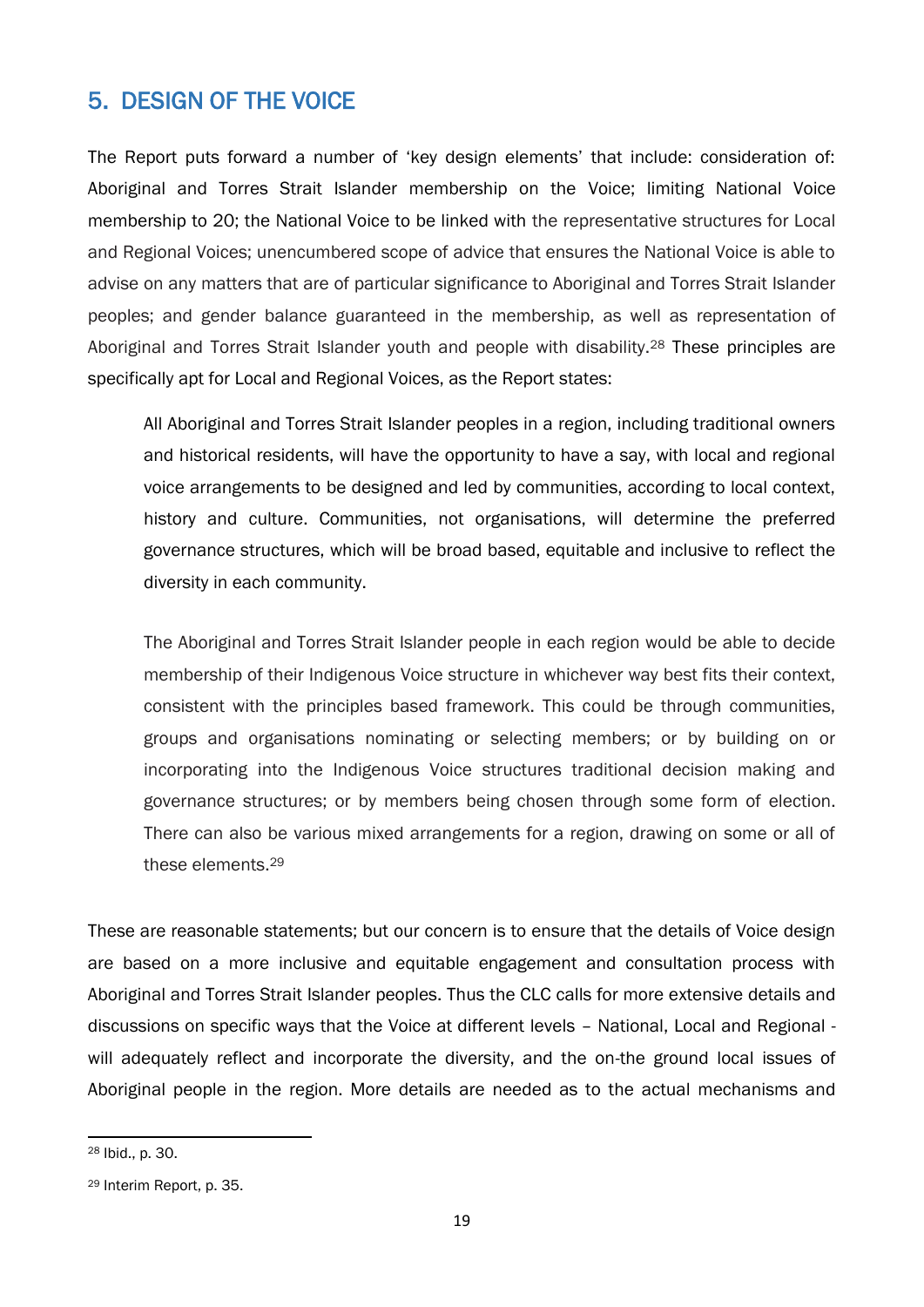## 5. DESIGN OF THE VOICE

The Report puts forward a number of 'key design elements' that include: consideration of: Aboriginal and Torres Strait Islander membership on the Voice; limiting National Voice membership to 20; the National Voice to be linked with the representative structures for Local and Regional Voices; unencumbered scope of advice that ensures the National Voice is able to advise on any matters that are of particular significance to Aboriginal and Torres Strait Islander peoples; and gender balance guaranteed in the membership, as well as representation of Aboriginal and Torres Strait Islander youth and people with disability.[28] These principles are specifically apt for Local and Regional Voices, as the Report states:

> All Aboriginal and Torres Strait Islander peoples in a region, including traditional owners and historical residents, will have the opportunity to have a say, with local and regional voice arrangements to be designed and led by communities, according to local context, history and culture. Communities, not organisations, will determine the preferred governance structures, which will be broad based, equitable and inclusive to reflect the diversity in each community.
>
> The Aboriginal and Torres Strait Islander people in each region would be able to decide membership of their Indigenous Voice structure in whichever way best fits their context, consistent with the principles based framework. This could be through communities, groups and organisations nominating or selecting members; or by building on or incorporating into the Indigenous Voice structures traditional decision making and governance structures; or by members being chosen through some form of election. There can also be various mixed arrangements for a region, drawing on some or all of these elements.[29]

These are reasonable statements; but our concern is to ensure that the details of Voice design are based on a more inclusive and equitable engagement and consultation process with Aboriginal and Torres Strait Islander peoples. Thus the CLC calls for more extensive details and discussions on specific ways that the Voice at different levels – National, Local and Regional - will adequately reflect and incorporate the diversity, and the on-the ground local issues of Aboriginal people in the region. More details are needed as to the actual mechanisms and

---

[28] Ibid., p. 30.

[29] Interim Report, p. 35.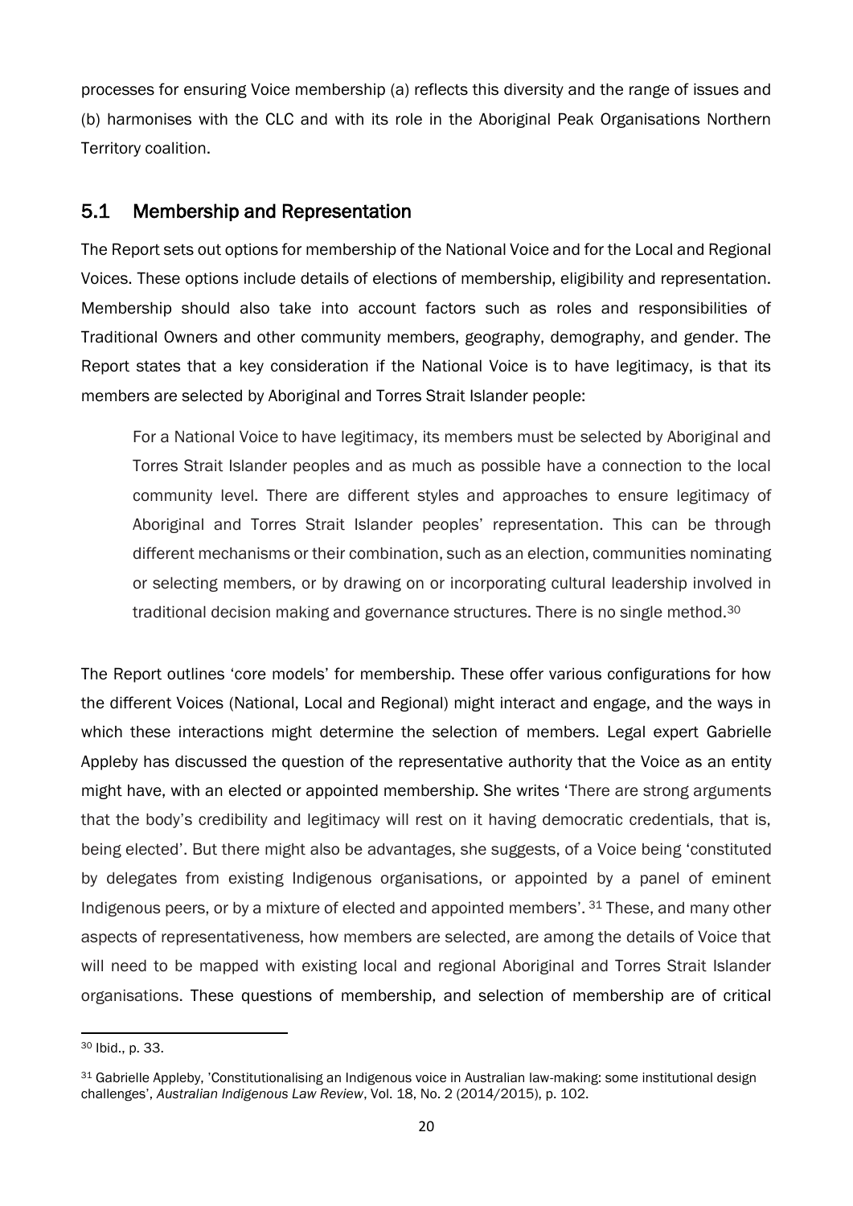processes for ensuring Voice membership (a) reflects this diversity and the range of issues and (b) harmonises with the CLC and with its role in the Aboriginal Peak Organisations Northern Territory coalition.

## 5.1 Membership and Representation

The Report sets out options for membership of the National Voice and for the Local and Regional Voices. These options include details of elections of membership, eligibility and representation. Membership should also take into account factors such as roles and responsibilities of Traditional Owners and other community members, geography, demography, and gender. The Report states that a key consideration if the National Voice is to have legitimacy, is that its members are selected by Aboriginal and Torres Strait Islander people:

> For a National Voice to have legitimacy, its members must be selected by Aboriginal and Torres Strait Islander peoples and as much as possible have a connection to the local community level. There are different styles and approaches to ensure legitimacy of Aboriginal and Torres Strait Islander peoples' representation. This can be through different mechanisms or their combination, such as an election, communities nominating or selecting members, or by drawing on or incorporating cultural leadership involved in traditional decision making and governance structures. There is no single method.[30]

The Report outlines 'core models' for membership. These offer various configurations for how the different Voices (National, Local and Regional) might interact and engage, and the ways in which these interactions might determine the selection of members. Legal expert Gabrielle Appleby has discussed the question of the representative authority that the Voice as an entity might have, with an elected or appointed membership. She writes 'There are strong arguments that the body's credibility and legitimacy will rest on it having democratic credentials, that is, being elected'. But there might also be advantages, she suggests, of a Voice being 'constituted by delegates from existing Indigenous organisations, or appointed by a panel of eminent Indigenous peers, or by a mixture of elected and appointed members'.[31] These, and many other aspects of representativeness, how members are selected, are among the details of Voice that will need to be mapped with existing local and regional Aboriginal and Torres Strait Islander organisations. These questions of membership, and selection of membership are of critical

---

[30] Ibid., p. 33.

[31] Gabrielle Appleby, 'Constitutionalising an Indigenous voice in Australian law-making: some institutional design challenges', *Australian Indigenous Law Review*, Vol. 18, No. 2 (2014/2015), p. 102.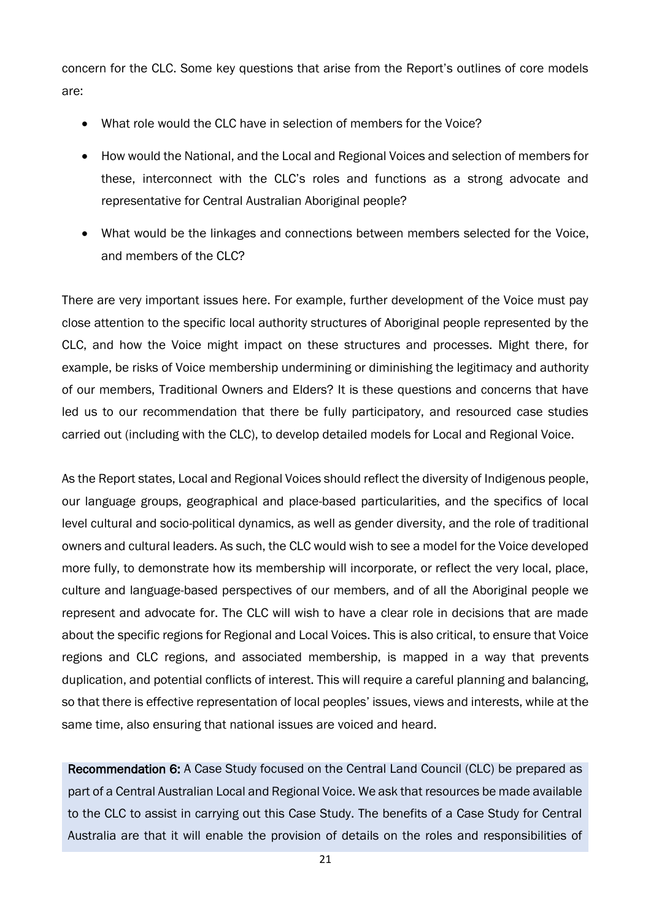concern for the CLC. Some key questions that arise from the Report's outlines of core models are:

- What role would the CLC have in selection of members for the Voice?
- How would the National, and the Local and Regional Voices and selection of members for these, interconnect with the CLC's roles and functions as a strong advocate and representative for Central Australian Aboriginal people?
- What would be the linkages and connections between members selected for the Voice, and members of the CLC?

There are very important issues here. For example, further development of the Voice must pay close attention to the specific local authority structures of Aboriginal people represented by the CLC, and how the Voice might impact on these structures and processes. Might there, for example, be risks of Voice membership undermining or diminishing the legitimacy and authority of our members, Traditional Owners and Elders? It is these questions and concerns that have led us to our recommendation that there be fully participatory, and resourced case studies carried out (including with the CLC), to develop detailed models for Local and Regional Voice.

As the Report states, Local and Regional Voices should reflect the diversity of Indigenous people, our language groups, geographical and place-based particularities, and the specifics of local level cultural and socio-political dynamics, as well as gender diversity, and the role of traditional owners and cultural leaders. As such, the CLC would wish to see a model for the Voice developed more fully, to demonstrate how its membership will incorporate, or reflect the very local, place, culture and language-based perspectives of our members, and of all the Aboriginal people we represent and advocate for. The CLC will wish to have a clear role in decisions that are made about the specific regions for Regional and Local Voices. This is also critical, to ensure that Voice regions and CLC regions, and associated membership, is mapped in a way that prevents duplication, and potential conflicts of interest. This will require a careful planning and balancing, so that there is effective representation of local peoples' issues, views and interests, while at the same time, also ensuring that national issues are voiced and heard.

**Recommendation 6:** A Case Study focused on the Central Land Council (CLC) be prepared as part of a Central Australian Local and Regional Voice. We ask that resources be made available to the CLC to assist in carrying out this Case Study. The benefits of a Case Study for Central Australia are that it will enable the provision of details on the roles and responsibilities of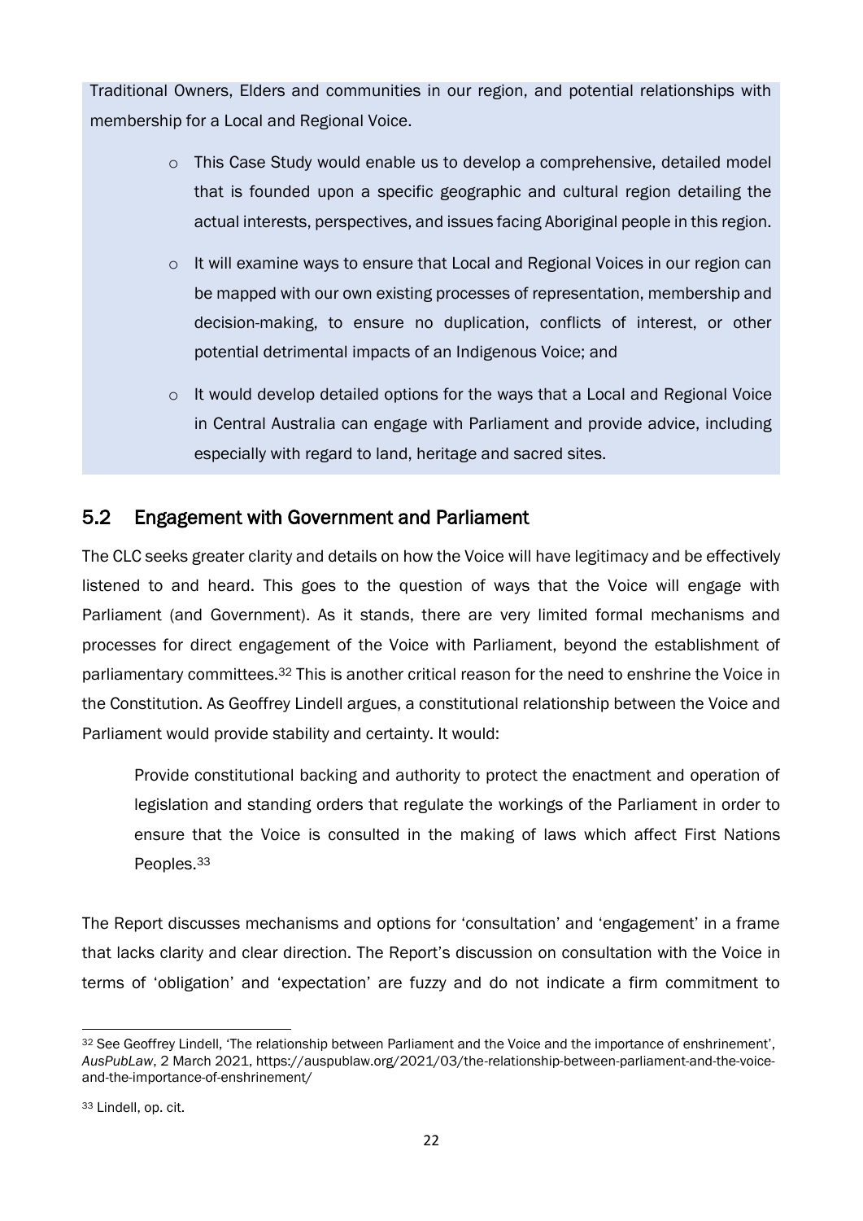Traditional Owners, Elders and communities in our region, and potential relationships with membership for a Local and Regional Voice.

- This Case Study would enable us to develop a comprehensive, detailed model that is founded upon a specific geographic and cultural region detailing the actual interests, perspectives, and issues facing Aboriginal people in this region.
- It will examine ways to ensure that Local and Regional Voices in our region can be mapped with our own existing processes of representation, membership and decision-making, to ensure no duplication, conflicts of interest, or other potential detrimental impacts of an Indigenous Voice; and
- It would develop detailed options for the ways that a Local and Regional Voice in Central Australia can engage with Parliament and provide advice, including especially with regard to land, heritage and sacred sites.

## 5.2 Engagement with Government and Parliament

The CLC seeks greater clarity and details on how the Voice will have legitimacy and be effectively listened to and heard. This goes to the question of ways that the Voice will engage with Parliament (and Government). As it stands, there are very limited formal mechanisms and processes for direct engagement of the Voice with Parliament, beyond the establishment of parliamentary committees.[32] This is another critical reason for the need to enshrine the Voice in the Constitution. As Geoffrey Lindell argues, a constitutional relationship between the Voice and Parliament would provide stability and certainty. It would:

> Provide constitutional backing and authority to protect the enactment and operation of legislation and standing orders that regulate the workings of the Parliament in order to ensure that the Voice is consulted in the making of laws which affect First Nations Peoples.[33]

The Report discusses mechanisms and options for 'consultation' and 'engagement' in a frame that lacks clarity and clear direction. The Report's discussion on consultation with the Voice in terms of 'obligation' and 'expectation' are fuzzy and do not indicate a firm commitment to

---

[32] See Geoffrey Lindell, 'The relationship between Parliament and the Voice and the importance of enshrinement', *AusPubLaw*, 2 March 2021, https://auspublaw.org/2021/03/the-relationship-between-parliament-and-the-voice-and-the-importance-of-enshrinement/

[33] Lindell, op. cit.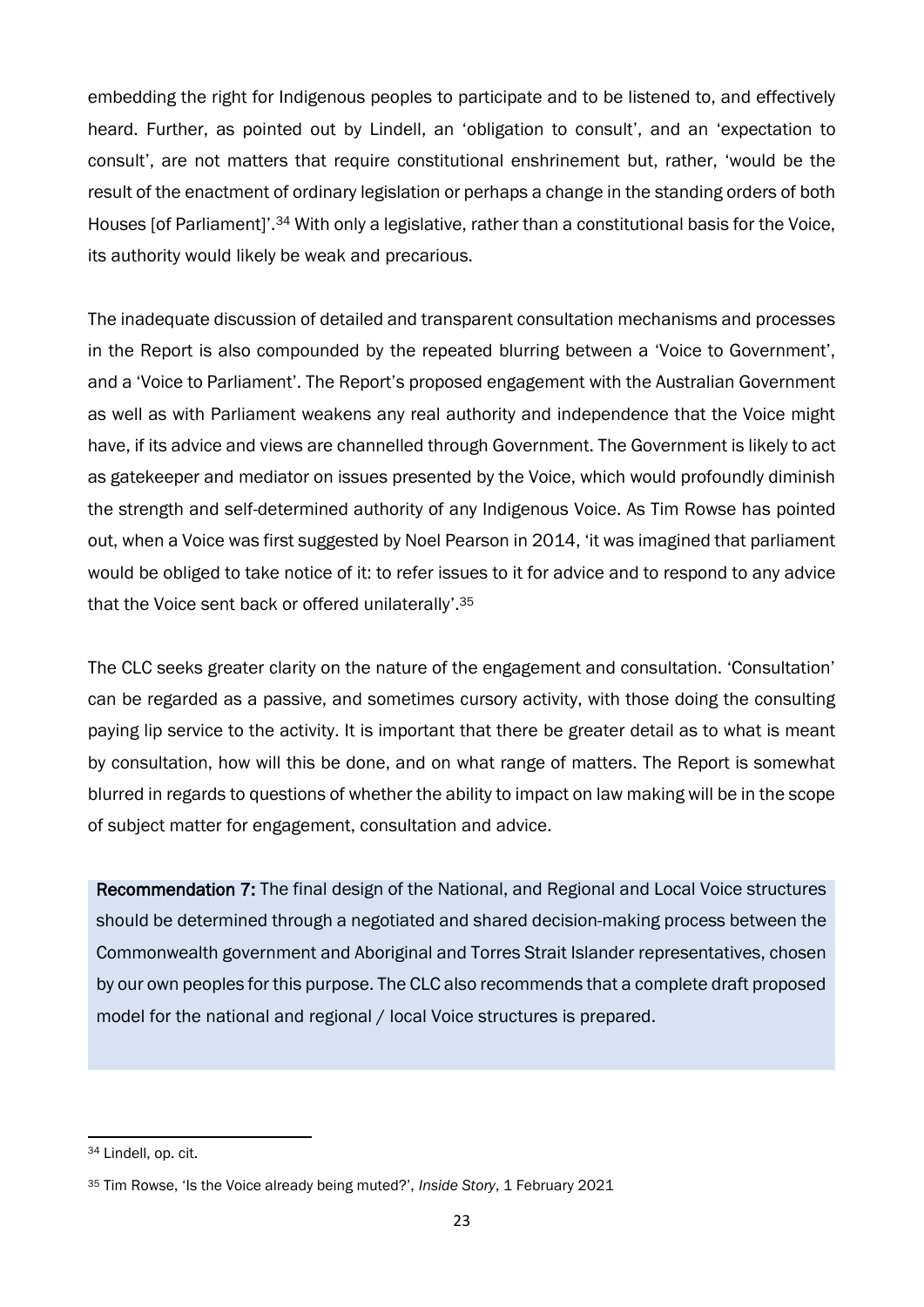embedding the right for Indigenous peoples to participate and to be listened to, and effectively heard. Further, as pointed out by Lindell, an 'obligation to consult', and an 'expectation to consult', are not matters that require constitutional enshrinement but, rather, 'would be the result of the enactment of ordinary legislation or perhaps a change in the standing orders of both Houses [of Parliament]'.[34] With only a legislative, rather than a constitutional basis for the Voice, its authority would likely be weak and precarious.

The inadequate discussion of detailed and transparent consultation mechanisms and processes in the Report is also compounded by the repeated blurring between a 'Voice to Government', and a 'Voice to Parliament'. The Report's proposed engagement with the Australian Government as well as with Parliament weakens any real authority and independence that the Voice might have, if its advice and views are channelled through Government. The Government is likely to act as gatekeeper and mediator on issues presented by the Voice, which would profoundly diminish the strength and self-determined authority of any Indigenous Voice. As Tim Rowse has pointed out, when a Voice was first suggested by Noel Pearson in 2014, 'it was imagined that parliament would be obliged to take notice of it: to refer issues to it for advice and to respond to any advice that the Voice sent back or offered unilaterally'.[35]

The CLC seeks greater clarity on the nature of the engagement and consultation. 'Consultation' can be regarded as a passive, and sometimes cursory activity, with those doing the consulting paying lip service to the activity. It is important that there be greater detail as to what is meant by consultation, how will this be done, and on what range of matters. The Report is somewhat blurred in regards to questions of whether the ability to impact on law making will be in the scope of subject matter for engagement, consultation and advice.

**Recommendation 7:** The final design of the National, and Regional and Local Voice structures should be determined through a negotiated and shared decision-making process between the Commonwealth government and Aboriginal and Torres Strait Islander representatives, chosen by our own peoples for this purpose. The CLC also recommends that a complete draft proposed model for the national and regional / local Voice structures is prepared.

---

[34] Lindell, op. cit.

[35] Tim Rowse, 'Is the Voice already being muted?', *Inside Story*, 1 February 2021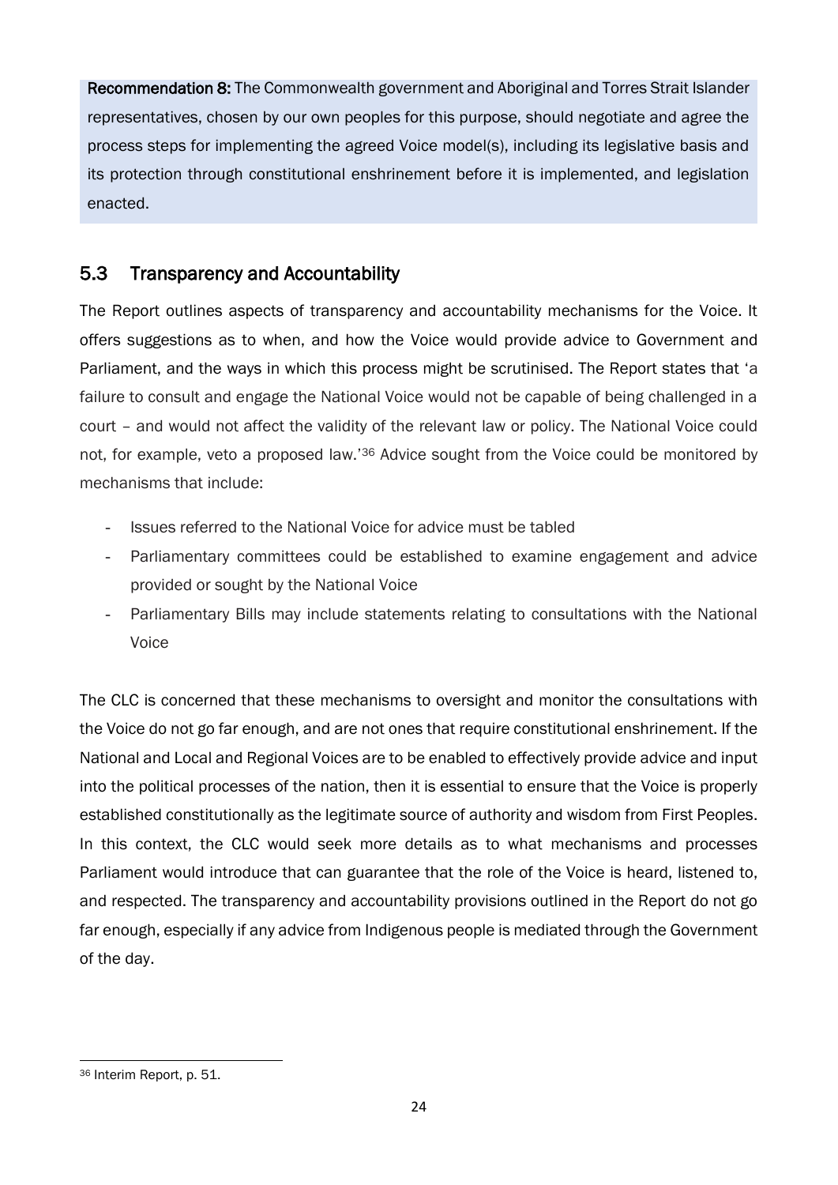**Recommendation 8:** The Commonwealth government and Aboriginal and Torres Strait Islander representatives, chosen by our own peoples for this purpose, should negotiate and agree the process steps for implementing the agreed Voice model(s), including its legislative basis and its protection through constitutional enshrinement before it is implemented, and legislation enacted.

## 5.3 Transparency and Accountability

The Report outlines aspects of transparency and accountability mechanisms for the Voice. It offers suggestions as to when, and how the Voice would provide advice to Government and Parliament, and the ways in which this process might be scrutinised. The Report states that 'a failure to consult and engage the National Voice would not be capable of being challenged in a court – and would not affect the validity of the relevant law or policy. The National Voice could not, for example, veto a proposed law.'[36] Advice sought from the Voice could be monitored by mechanisms that include:

- Issues referred to the National Voice for advice must be tabled
- Parliamentary committees could be established to examine engagement and advice provided or sought by the National Voice
- Parliamentary Bills may include statements relating to consultations with the National Voice

The CLC is concerned that these mechanisms to oversight and monitor the consultations with the Voice do not go far enough, and are not ones that require constitutional enshrinement. If the National and Local and Regional Voices are to be enabled to effectively provide advice and input into the political processes of the nation, then it is essential to ensure that the Voice is properly established constitutionally as the legitimate source of authority and wisdom from First Peoples. In this context, the CLC would seek more details as to what mechanisms and processes Parliament would introduce that can guarantee that the role of the Voice is heard, listened to, and respected. The transparency and accountability provisions outlined in the Report do not go far enough, especially if any advice from Indigenous people is mediated through the Government of the day.

[36] Interim Report, p. 51.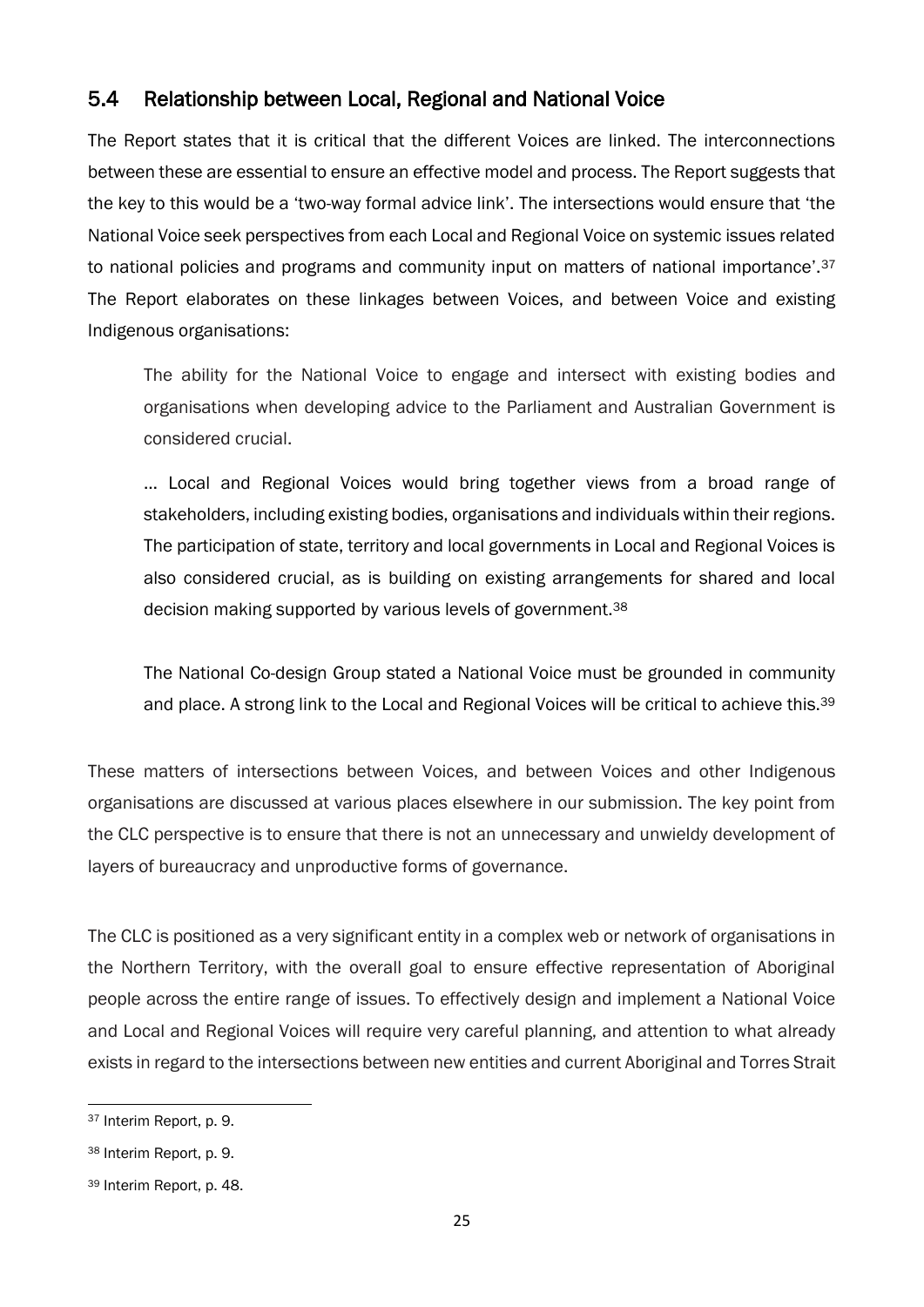## 5.4 Relationship between Local, Regional and National Voice

The Report states that it is critical that the different Voices are linked. The interconnections between these are essential to ensure an effective model and process. The Report suggests that the key to this would be a 'two-way formal advice link'. The intersections would ensure that 'the National Voice seek perspectives from each Local and Regional Voice on systemic issues related to national policies and programs and community input on matters of national importance'.[37] The Report elaborates on these linkages between Voices, and between Voice and existing Indigenous organisations:

> The ability for the National Voice to engage and intersect with existing bodies and organisations when developing advice to the Parliament and Australian Government is considered crucial.
>
> … Local and Regional Voices would bring together views from a broad range of stakeholders, including existing bodies, organisations and individuals within their regions. The participation of state, territory and local governments in Local and Regional Voices is also considered crucial, as is building on existing arrangements for shared and local decision making supported by various levels of government.[38]
>
> The National Co-design Group stated a National Voice must be grounded in community and place. A strong link to the Local and Regional Voices will be critical to achieve this.[39]

These matters of intersections between Voices, and between Voices and other Indigenous organisations are discussed at various places elsewhere in our submission. The key point from the CLC perspective is to ensure that there is not an unnecessary and unwieldy development of layers of bureaucracy and unproductive forms of governance.

The CLC is positioned as a very significant entity in a complex web or network of organisations in the Northern Territory, with the overall goal to ensure effective representation of Aboriginal people across the entire range of issues. To effectively design and implement a National Voice and Local and Regional Voices will require very careful planning, and attention to what already exists in regard to the intersections between new entities and current Aboriginal and Torres Strait

[37] Interim Report, p. 9.

[38] Interim Report, p. 9.

[39] Interim Report, p. 48.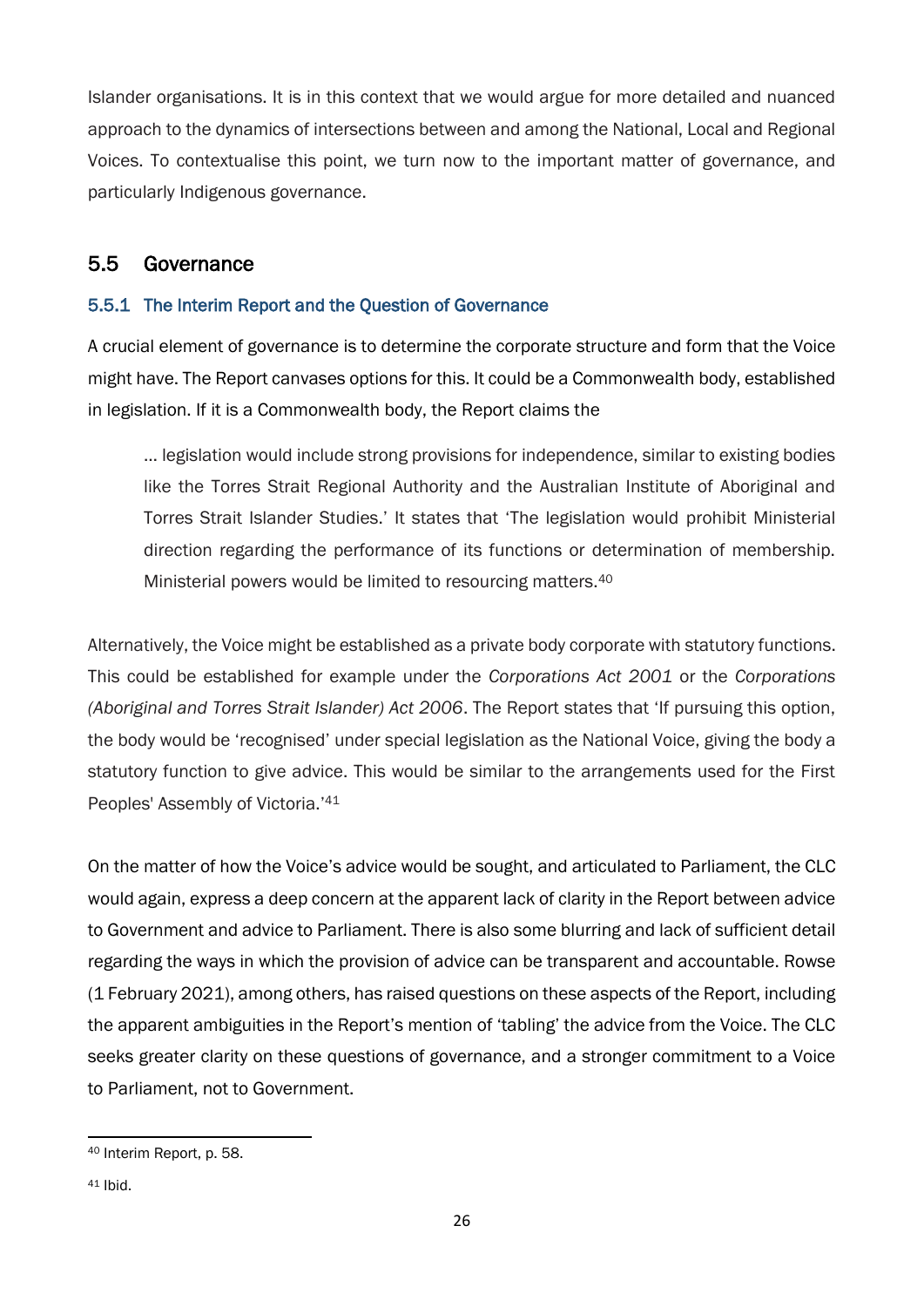Islander organisations. It is in this context that we would argue for more detailed and nuanced approach to the dynamics of intersections between and among the National, Local and Regional Voices. To contextualise this point, we turn now to the important matter of governance, and particularly Indigenous governance.

## 5.5 Governance

### 5.5.1 The Interim Report and the Question of Governance

A crucial element of governance is to determine the corporate structure and form that the Voice might have. The Report canvases options for this. It could be a Commonwealth body, established in legislation. If it is a Commonwealth body, the Report claims the

> … legislation would include strong provisions for independence, similar to existing bodies like the Torres Strait Regional Authority and the Australian Institute of Aboriginal and Torres Strait Islander Studies.' It states that 'The legislation would prohibit Ministerial direction regarding the performance of its functions or determination of membership. Ministerial powers would be limited to resourcing matters.[40]

Alternatively, the Voice might be established as a private body corporate with statutory functions. This could be established for example under the *Corporations Act 2001* or the *Corporations (Aboriginal and Torres Strait Islander) Act 2006*. The Report states that 'If pursuing this option, the body would be 'recognised' under special legislation as the National Voice, giving the body a statutory function to give advice. This would be similar to the arrangements used for the First Peoples' Assembly of Victoria.'[41]

On the matter of how the Voice's advice would be sought, and articulated to Parliament, the CLC would again, express a deep concern at the apparent lack of clarity in the Report between advice to Government and advice to Parliament. There is also some blurring and lack of sufficient detail regarding the ways in which the provision of advice can be transparent and accountable. Rowse (1 February 2021), among others, has raised questions on these aspects of the Report, including the apparent ambiguities in the Report's mention of 'tabling' the advice from the Voice. The CLC seeks greater clarity on these questions of governance, and a stronger commitment to a Voice to Parliament, not to Government.

---

[40] Interim Report, p. 58.

[41] Ibid.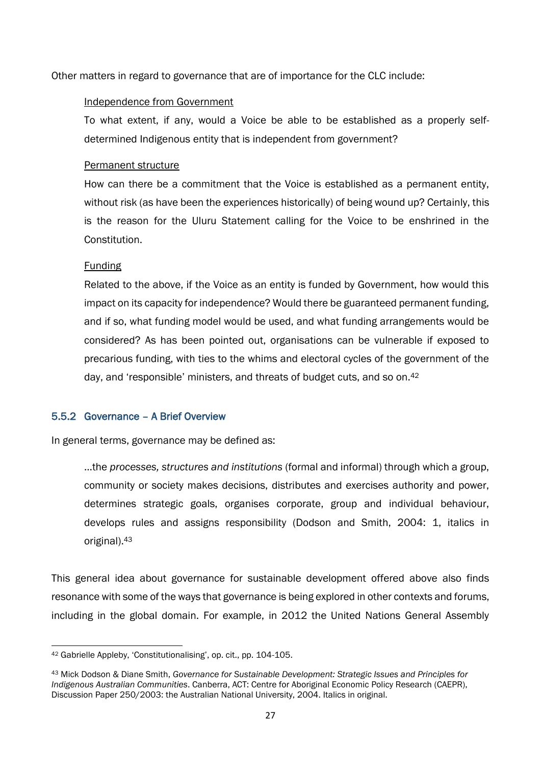Other matters in regard to governance that are of importance for the CLC include:

> Independence from Government
>
> To what extent, if any, would a Voice be able to be established as a properly self-determined Indigenous entity that is independent from government?
>
> Permanent structure
>
> How can there be a commitment that the Voice is established as a permanent entity, without risk (as have been the experiences historically) of being wound up? Certainly, this is the reason for the Uluru Statement calling for the Voice to be enshrined in the Constitution.
>
> Funding
>
> Related to the above, if the Voice as an entity is funded by Government, how would this impact on its capacity for independence? Would there be guaranteed permanent funding, and if so, what funding model would be used, and what funding arrangements would be considered? As has been pointed out, organisations can be vulnerable if exposed to precarious funding, with ties to the whims and electoral cycles of the government of the day, and 'responsible' ministers, and threats of budget cuts, and so on.[42]

### 5.5.2 Governance – A Brief Overview

In general terms, governance may be defined as:

> …the *processes, structures and institutions* (formal and informal) through which a group, community or society makes decisions, distributes and exercises authority and power, determines strategic goals, organises corporate, group and individual behaviour, develops rules and assigns responsibility (Dodson and Smith, 2004: 1, italics in original).[43]

This general idea about governance for sustainable development offered above also finds resonance with some of the ways that governance is being explored in other contexts and forums, including in the global domain. For example, in 2012 the United Nations General Assembly

---

[42] Gabrielle Appleby, 'Constitutionalising', op. cit., pp. 104-105.

[43] Mick Dodson & Diane Smith, *Governance for Sustainable Development: Strategic Issues and Principles for Indigenous Australian Communities*. Canberra, ACT: Centre for Aboriginal Economic Policy Research (CAEPR), Discussion Paper 250/2003: the Australian National University, 2004. Italics in original.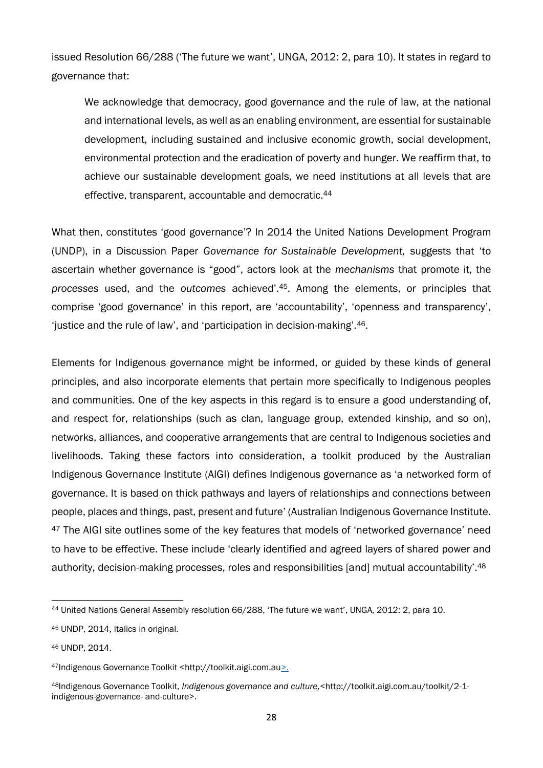issued Resolution 66/288 ('The future we want', UNGA, 2012: 2, para 10). It states in regard to governance that:

> We acknowledge that democracy, good governance and the rule of law, at the national and international levels, as well as an enabling environment, are essential for sustainable development, including sustained and inclusive economic growth, social development, environmental protection and the eradication of poverty and hunger. We reaffirm that, to achieve our sustainable development goals, we need institutions at all levels that are effective, transparent, accountable and democratic.[44]

What then, constitutes 'good governance'? In 2014 the United Nations Development Program (UNDP), in a Discussion Paper *Governance for Sustainable Development,* suggests that 'to ascertain whether governance is "good", actors look at the *mechanisms* that promote it, the *processes* used, and the *outcomes* achieved'.[45]. Among the elements, or principles that comprise 'good governance' in this report, are 'accountability', 'openness and transparency', 'justice and the rule of law', and 'participation in decision-making'.[46].

Elements for Indigenous governance might be informed, or guided by these kinds of general principles, and also incorporate elements that pertain more specifically to Indigenous peoples and communities. One of the key aspects in this regard is to ensure a good understanding of, and respect for, relationships (such as clan, language group, extended kinship, and so on), networks, alliances, and cooperative arrangements that are central to Indigenous societies and livelihoods. Taking these factors into consideration, a toolkit produced by the Australian Indigenous Governance Institute (AIGI) defines Indigenous governance as 'a networked form of governance. It is based on thick pathways and layers of relationships and connections between people, places and things, past, present and future' (Australian Indigenous Governance Institute. [47] The AIGI site outlines some of the key features that models of 'networked governance' need to have to be effective. These include 'clearly identified and agreed layers of shared power and authority, decision-making processes, roles and responsibilities [and] mutual accountability'.[48]

---

[44] United Nations General Assembly resolution 66/288, 'The future we want', UNGA, 2012: 2, para 10.

[45] UNDP, 2014, Italics in original.

[46] UNDP, 2014.

[47] Indigenous Governance Toolkit <http://toolkit.aigi.com.au>.

[48] Indigenous Governance Toolkit, *Indigenous governance and culture,* <http://toolkit.aigi.com.au/toolkit/2-1-indigenous-governance- and-culture>.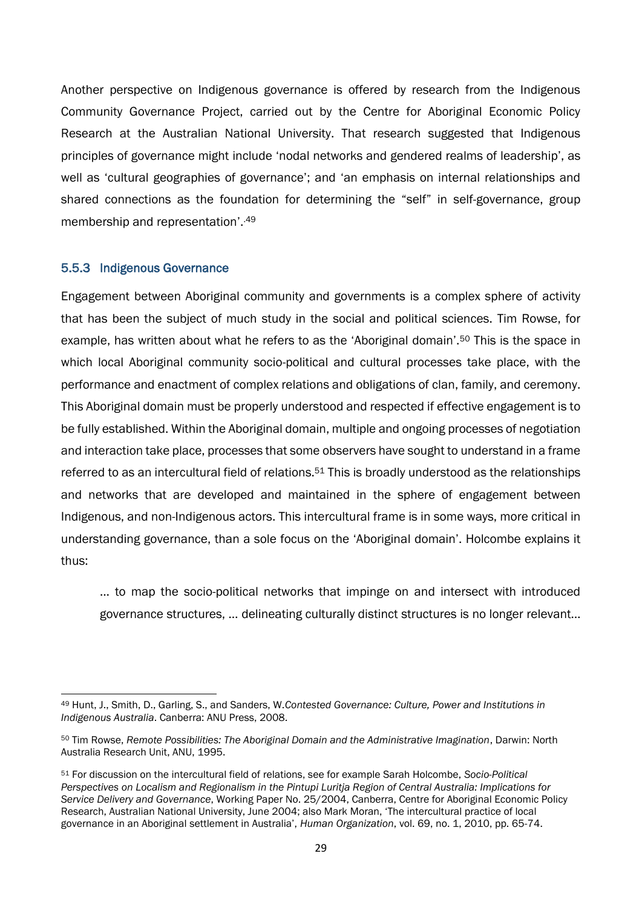Another perspective on Indigenous governance is offered by research from the Indigenous Community Governance Project, carried out by the Centre for Aboriginal Economic Policy Research at the Australian National University. That research suggested that Indigenous principles of governance might include 'nodal networks and gendered realms of leadership', as well as 'cultural geographies of governance'; and 'an emphasis on internal relationships and shared connections as the foundation for determining the "self" in self-governance, group membership and representation'.[49]

### 5.5.3 Indigenous Governance

Engagement between Aboriginal community and governments is a complex sphere of activity that has been the subject of much study in the social and political sciences. Tim Rowse, for example, has written about what he refers to as the 'Aboriginal domain'.[50] This is the space in which local Aboriginal community socio-political and cultural processes take place, with the performance and enactment of complex relations and obligations of clan, family, and ceremony. This Aboriginal domain must be properly understood and respected if effective engagement is to be fully established. Within the Aboriginal domain, multiple and ongoing processes of negotiation and interaction take place, processes that some observers have sought to understand in a frame referred to as an intercultural field of relations.[51] This is broadly understood as the relationships and networks that are developed and maintained in the sphere of engagement between Indigenous, and non-Indigenous actors. This intercultural frame is in some ways, more critical in understanding governance, than a sole focus on the 'Aboriginal domain'. Holcombe explains it thus:

> … to map the socio-political networks that impinge on and intersect with introduced governance structures, … delineating culturally distinct structures is no longer relevant…

---

[49] Hunt, J., Smith, D., Garling, S., and Sanders, W.*Contested Governance: Culture, Power and Institutions in Indigenous Australia*. Canberra: ANU Press, 2008.

[50] Tim Rowse, *Remote Possibilities: The Aboriginal Domain and the Administrative Imagination*, Darwin: North Australia Research Unit, ANU, 1995.

[51] For discussion on the intercultural field of relations, see for example Sarah Holcombe, *Socio-Political Perspectives on Localism and Regionalism in the Pintupi Luritja Region of Central Australia: Implications for Service Delivery and Governance*, Working Paper No. 25/2004, Canberra, Centre for Aboriginal Economic Policy Research, Australian National University, June 2004; also Mark Moran, 'The intercultural practice of local governance in an Aboriginal settlement in Australia', *Human Organization*, vol. 69, no. 1, 2010, pp. 65-74.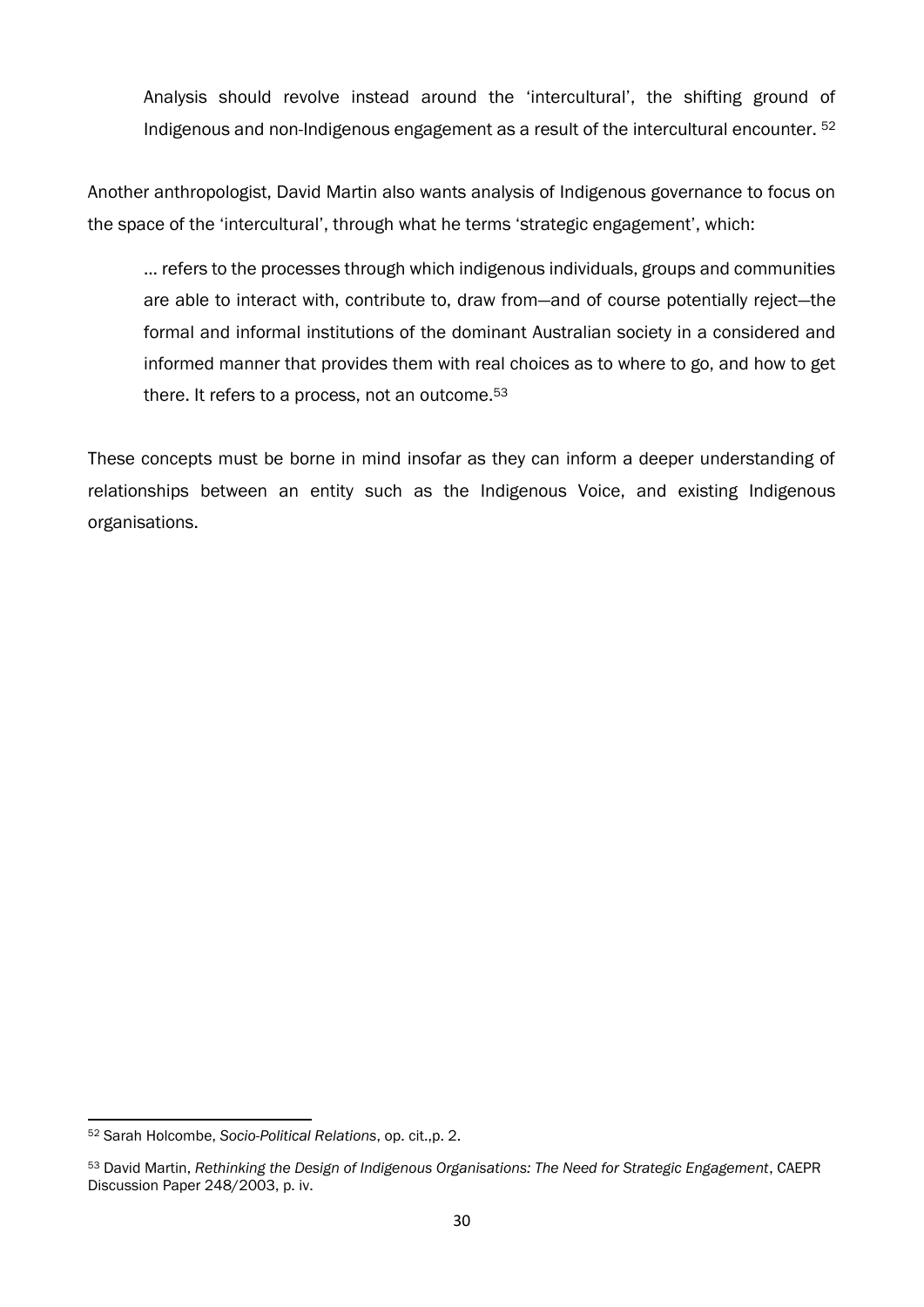> Analysis should revolve instead around the 'intercultural', the shifting ground of Indigenous and non-Indigenous engagement as a result of the intercultural encounter. [52]

Another anthropologist, David Martin also wants analysis of Indigenous governance to focus on the space of the 'intercultural', through what he terms 'strategic engagement', which:

> … refers to the processes through which indigenous individuals, groups and communities are able to interact with, contribute to, draw from—and of course potentially reject—the formal and informal institutions of the dominant Australian society in a considered and informed manner that provides them with real choices as to where to go, and how to get there. It refers to a process, not an outcome.[53]

These concepts must be borne in mind insofar as they can inform a deeper understanding of relationships between an entity such as the Indigenous Voice, and existing Indigenous organisations.

---

[52] Sarah Holcombe, *Socio-Political Relations*, op. cit.,p. 2.

[53] David Martin, *Rethinking the Design of Indigenous Organisations: The Need for Strategic Engagement*, CAEPR Discussion Paper 248/2003, p. iv.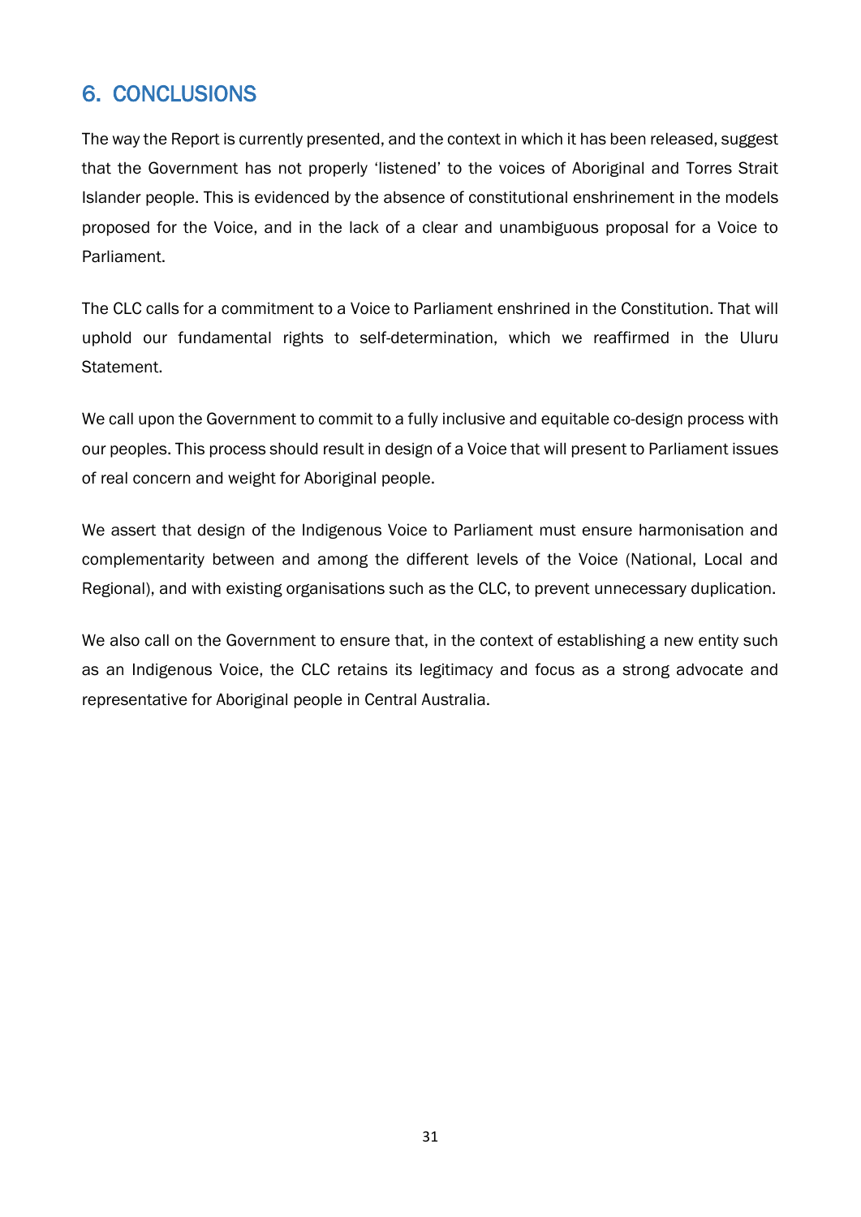## 6. CONCLUSIONS

The way the Report is currently presented, and the context in which it has been released, suggest that the Government has not properly 'listened' to the voices of Aboriginal and Torres Strait Islander people. This is evidenced by the absence of constitutional enshrinement in the models proposed for the Voice, and in the lack of a clear and unambiguous proposal for a Voice to Parliament.

The CLC calls for a commitment to a Voice to Parliament enshrined in the Constitution. That will uphold our fundamental rights to self-determination, which we reaffirmed in the Uluru Statement.

We call upon the Government to commit to a fully inclusive and equitable co-design process with our peoples. This process should result in design of a Voice that will present to Parliament issues of real concern and weight for Aboriginal people.

We assert that design of the Indigenous Voice to Parliament must ensure harmonisation and complementarity between and among the different levels of the Voice (National, Local and Regional), and with existing organisations such as the CLC, to prevent unnecessary duplication.

We also call on the Government to ensure that, in the context of establishing a new entity such as an Indigenous Voice, the CLC retains its legitimacy and focus as a strong advocate and representative for Aboriginal people in Central Australia.